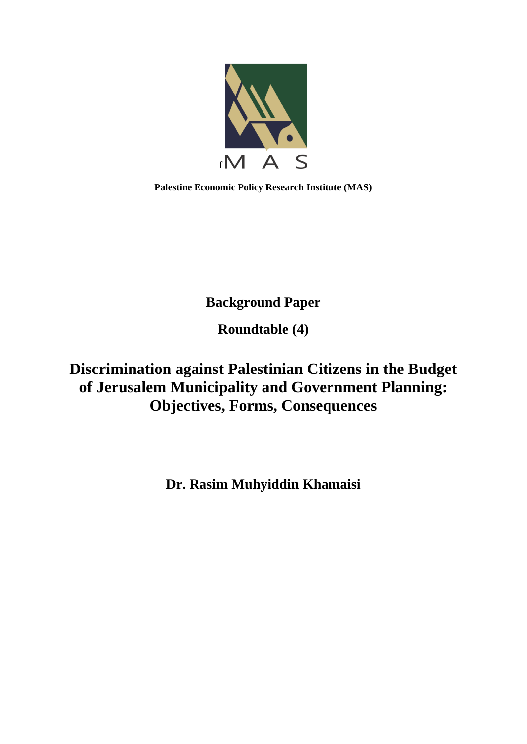MAS

**Palestine Economic Policy Research Institute (MAS)**

**Background Paper**

**Roundtable (4)**

# Discrimination against Palestinian Citizens in the Budget of Jerusalem Municipality and Government Planning: Objectives, Forms, Consequences

**Dr. Rasim Muhyiddin Khamaisi**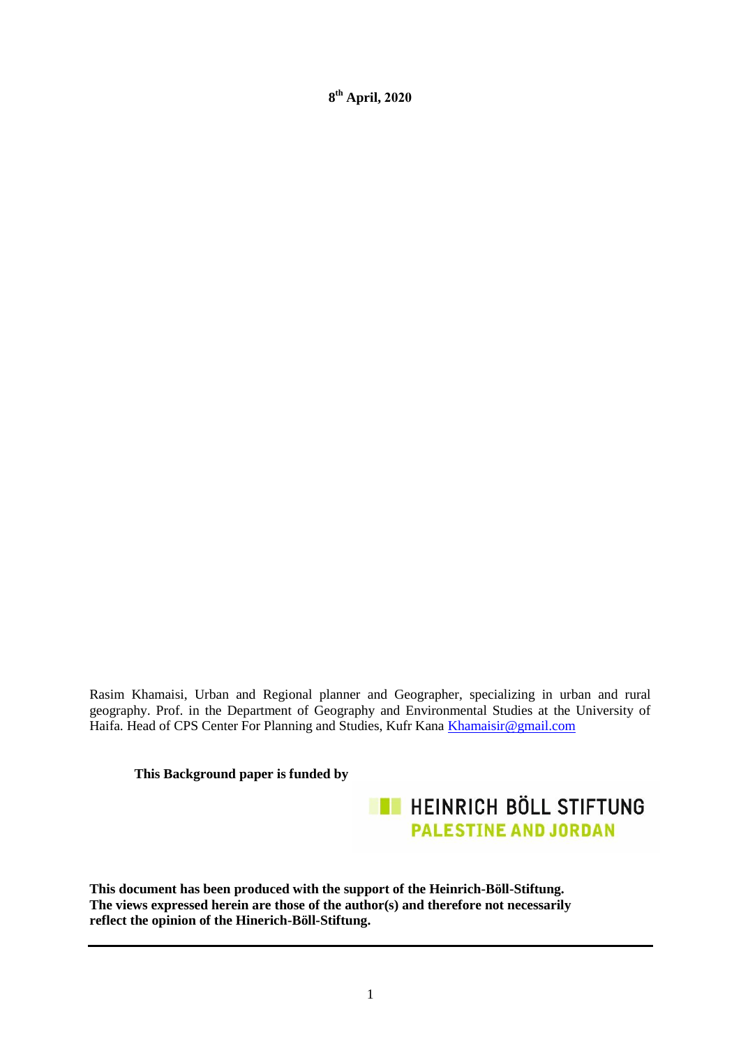**8th April, 2020**

Rasim Khamaisi, Urban and Regional planner and Geographer, specializing in urban and rural geography. Prof. in the Department of Geography and Environmental Studies at the University of Haifa. Head of CPS Center For Planning and Studies, Kufr Kana Khamaisir@gmail.com

**This Background paper is funded by**

HEINRICH BÖLL STIFTUNG
PALESTINE AND JORDAN

**This document has been produced with the support of the Heinrich-Böll-Stiftung. The views expressed herein are those of the author(s) and therefore not necessarily reflect the opinion of the Hinerich-Böll-Stiftung.**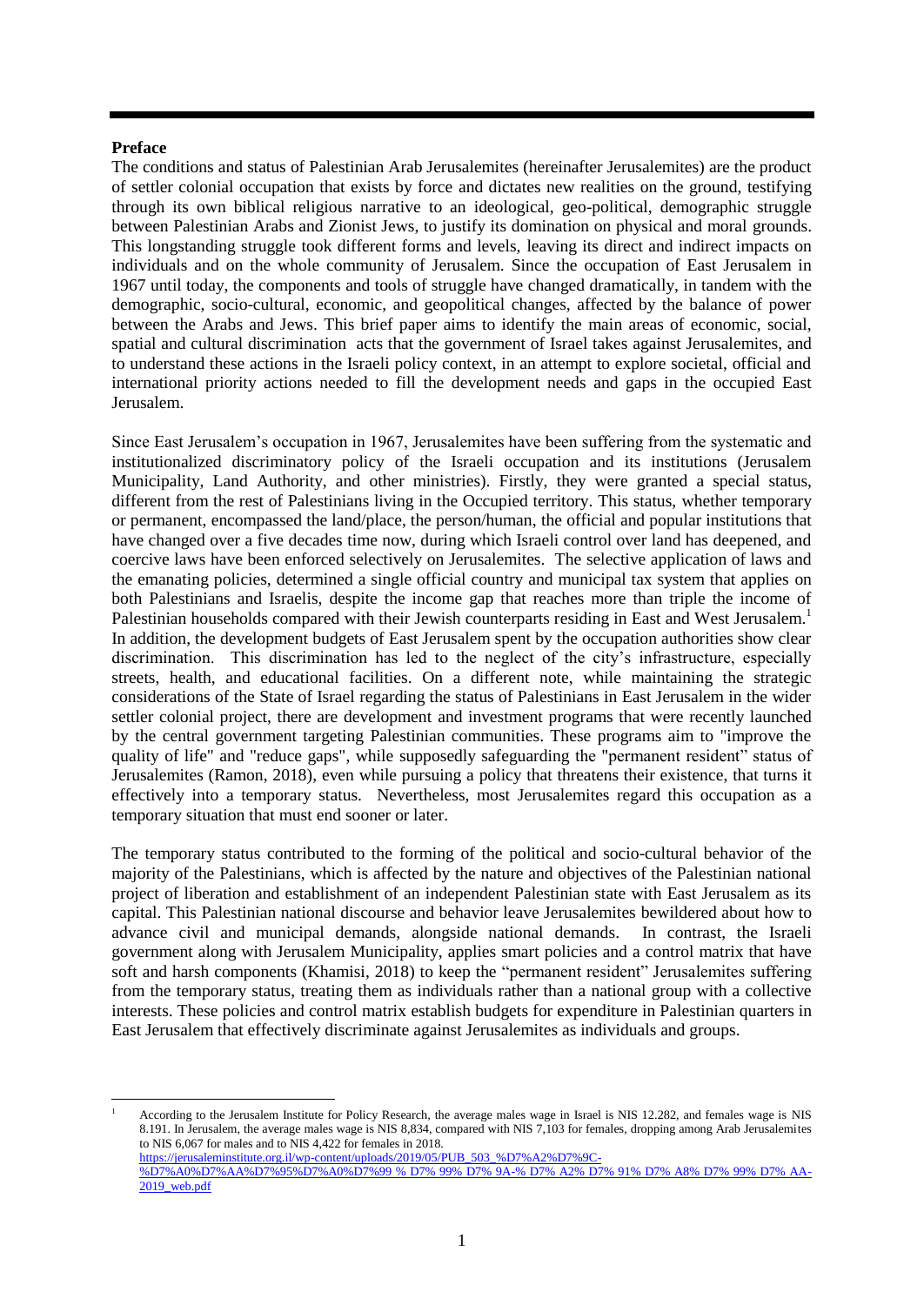**Preface**

The conditions and status of Palestinian Arab Jerusalemites (hereinafter Jerusalemites) are the product of settler colonial occupation that exists by force and dictates new realities on the ground, testifying through its own biblical religious narrative to an ideological, geo-political, demographic struggle between Palestinian Arabs and Zionist Jews, to justify its domination on physical and moral grounds. This longstanding struggle took different forms and levels, leaving its direct and indirect impacts on individuals and on the whole community of Jerusalem. Since the occupation of East Jerusalem in 1967 until today, the components and tools of struggle have changed dramatically, in tandem with the demographic, socio-cultural, economic, and geopolitical changes, affected by the balance of power between the Arabs and Jews. This brief paper aims to identify the main areas of economic, social, spatial and cultural discrimination acts that the government of Israel takes against Jerusalemites, and to understand these actions in the Israeli policy context, in an attempt to explore societal, official and international priority actions needed to fill the development needs and gaps in the occupied East Jerusalem.

Since East Jerusalem's occupation in 1967, Jerusalemites have been suffering from the systematic and institutionalized discriminatory policy of the Israeli occupation and its institutions (Jerusalem Municipality, Land Authority, and other ministries). Firstly, they were granted a special status, different from the rest of Palestinians living in the Occupied territory. This status, whether temporary or permanent, encompassed the land/place, the person/human, the official and popular institutions that have changed over a five decades time now, during which Israeli control over land has deepened, and coercive laws have been enforced selectively on Jerusalemites. The selective application of laws and the emanating policies, determined a single official country and municipal tax system that applies on both Palestinians and Israelis, despite the income gap that reaches more than triple the income of Palestinian households compared with their Jewish counterparts residing in East and West Jerusalem.[1] In addition, the development budgets of East Jerusalem spent by the occupation authorities show clear discrimination. This discrimination has led to the neglect of the city's infrastructure, especially streets, health, and educational facilities. On a different note, while maintaining the strategic considerations of the State of Israel regarding the status of Palestinians in East Jerusalem in the wider settler colonial project, there are development and investment programs that were recently launched by the central government targeting Palestinian communities. These programs aim to "improve the quality of life" and "reduce gaps", while supposedly safeguarding the "permanent resident" status of Jerusalemites (Ramon, 2018), even while pursuing a policy that threatens their existence, that turns it effectively into a temporary status. Nevertheless, most Jerusalemites regard this occupation as a temporary situation that must end sooner or later.

The temporary status contributed to the forming of the political and socio-cultural behavior of the majority of the Palestinians, which is affected by the nature and objectives of the Palestinian national project of liberation and establishment of an independent Palestinian state with East Jerusalem as its capital. This Palestinian national discourse and behavior leave Jerusalemites bewildered about how to advance civil and municipal demands, alongside national demands. In contrast, the Israeli government along with Jerusalem Municipality, applies smart policies and a control matrix that have soft and harsh components (Khamisi, 2018) to keep the "permanent resident" Jerusalemites suffering from the temporary status, treating them as individuals rather than a national group with a collective interests. These policies and control matrix establish budgets for expenditure in Palestinian quarters in East Jerusalem that effectively discriminate against Jerusalemites as individuals and groups.

---

[1] According to the Jerusalem Institute for Policy Research, the average males wage in Israel is NIS 12.282, and females wage is NIS 8.191. In Jerusalem, the average males wage is NIS 8,834, compared with NIS 7,103 for females, dropping among Arab Jerusalemites to NIS 6,067 for males and to NIS 4,422 for females in 2018. https://jerusaleminstitute.org.il/wp-content/uploads/2019/05/PUB_503_%D7%A2%D7%9C-%D7%A0%D7%AA%D7%95%D7%A0%D7%99 % D7% 99% D7% 9A-% D7% A2% D7% 91% D7% A8% D7% 99% D7% AA-2019_web.pdf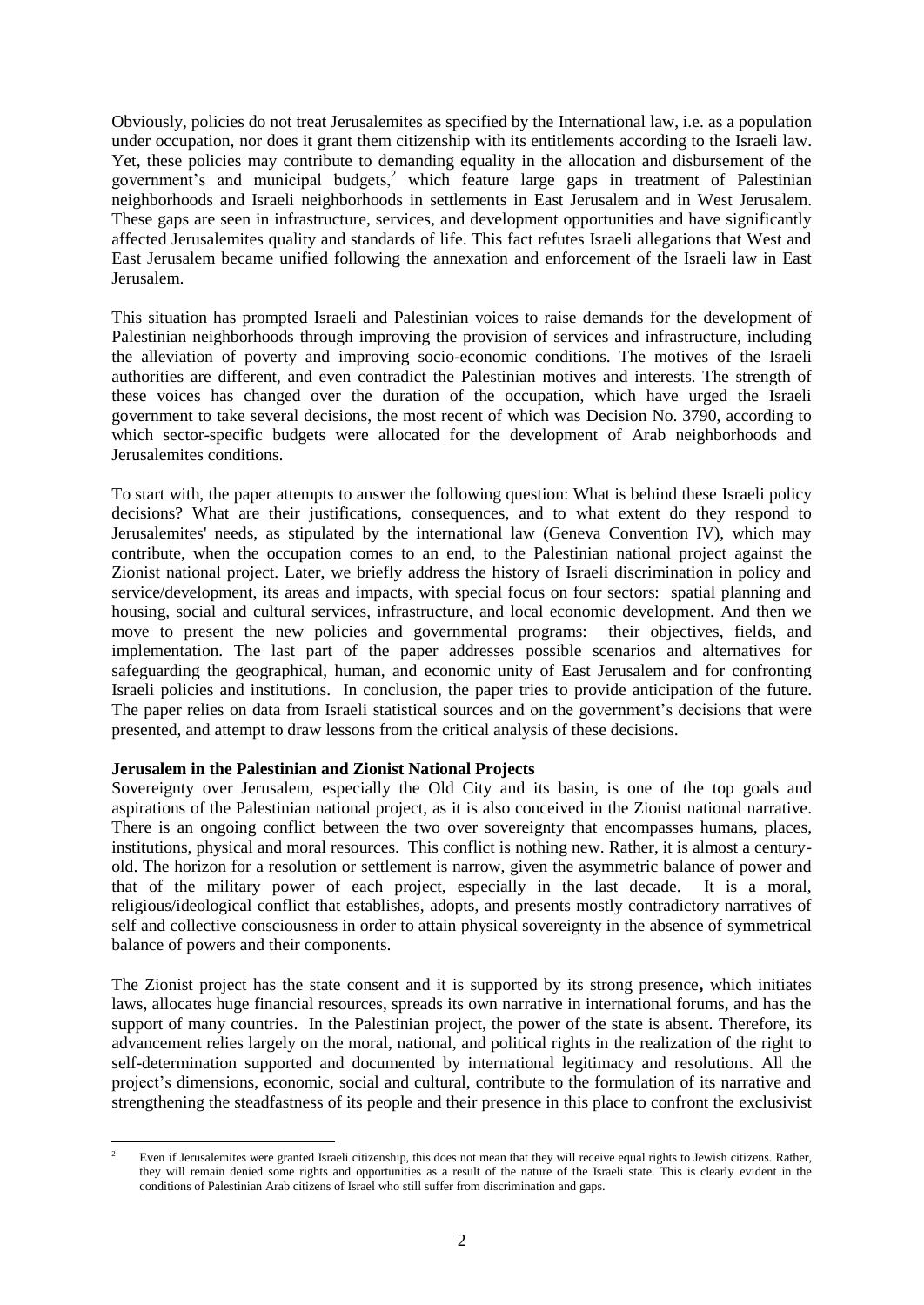Obviously, policies do not treat Jerusalemites as specified by the International law, i.e. as a population under occupation, nor does it grant them citizenship with its entitlements according to the Israeli law. Yet, these policies may contribute to demanding equality in the allocation and disbursement of the government's and municipal budgets,[2] which feature large gaps in treatment of Palestinian neighborhoods and Israeli neighborhoods in settlements in East Jerusalem and in West Jerusalem. These gaps are seen in infrastructure, services, and development opportunities and have significantly affected Jerusalemites quality and standards of life. This fact refutes Israeli allegations that West and East Jerusalem became unified following the annexation and enforcement of the Israeli law in East Jerusalem.

This situation has prompted Israeli and Palestinian voices to raise demands for the development of Palestinian neighborhoods through improving the provision of services and infrastructure, including the alleviation of poverty and improving socio-economic conditions. The motives of the Israeli authorities are different, and even contradict the Palestinian motives and interests. The strength of these voices has changed over the duration of the occupation, which have urged the Israeli government to take several decisions, the most recent of which was Decision No. 3790, according to which sector-specific budgets were allocated for the development of Arab neighborhoods and Jerusalemites conditions.

To start with, the paper attempts to answer the following question: What is behind these Israeli policy decisions? What are their justifications, consequences, and to what extent do they respond to Jerusalemites' needs, as stipulated by the international law (Geneva Convention IV), which may contribute, when the occupation comes to an end, to the Palestinian national project against the Zionist national project. Later, we briefly address the history of Israeli discrimination in policy and service/development, its areas and impacts, with special focus on four sectors: spatial planning and housing, social and cultural services, infrastructure, and local economic development. And then we move to present the new policies and governmental programs: their objectives, fields, and implementation. The last part of the paper addresses possible scenarios and alternatives for safeguarding the geographical, human, and economic unity of East Jerusalem and for confronting Israeli policies and institutions. In conclusion, the paper tries to provide anticipation of the future. The paper relies on data from Israeli statistical sources and on the government's decisions that were presented, and attempt to draw lessons from the critical analysis of these decisions.

**Jerusalem in the Palestinian and Zionist National Projects**

Sovereignty over Jerusalem, especially the Old City and its basin, is one of the top goals and aspirations of the Palestinian national project, as it is also conceived in the Zionist national narrative. There is an ongoing conflict between the two over sovereignty that encompasses humans, places, institutions, physical and moral resources. This conflict is nothing new. Rather, it is almost a century-old. The horizon for a resolution or settlement is narrow, given the asymmetric balance of power and that of the military power of each project, especially in the last decade. It is a moral, religious/ideological conflict that establishes, adopts, and presents mostly contradictory narratives of self and collective consciousness in order to attain physical sovereignty in the absence of symmetrical balance of powers and their components.

The Zionist project has the state consent and it is supported by its strong presence**,** which initiates laws, allocates huge financial resources, spreads its own narrative in international forums, and has the support of many countries. In the Palestinian project, the power of the state is absent. Therefore, its advancement relies largely on the moral, national, and political rights in the realization of the right to self-determination supported and documented by international legitimacy and resolutions. All the project's dimensions, economic, social and cultural, contribute to the formulation of its narrative and strengthening the steadfastness of its people and their presence in this place to confront the exclusivist

[2] Even if Jerusalemites were granted Israeli citizenship, this does not mean that they will receive equal rights to Jewish citizens. Rather, they will remain denied some rights and opportunities as a result of the nature of the Israeli state. This is clearly evident in the conditions of Palestinian Arab citizens of Israel who still suffer from discrimination and gaps.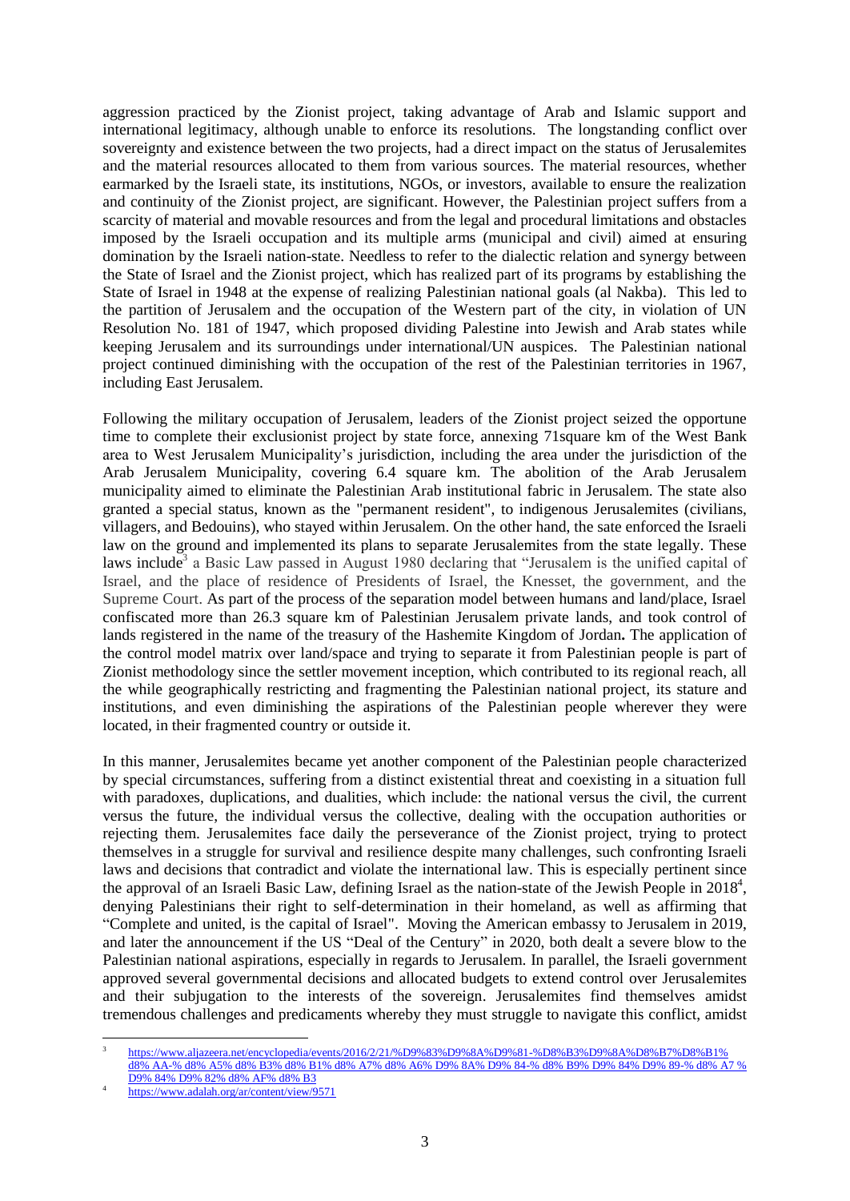aggression practiced by the Zionist project, taking advantage of Arab and Islamic support and international legitimacy, although unable to enforce its resolutions. The longstanding conflict over sovereignty and existence between the two projects, had a direct impact on the status of Jerusalemites and the material resources allocated to them from various sources. The material resources, whether earmarked by the Israeli state, its institutions, NGOs, or investors, available to ensure the realization and continuity of the Zionist project, are significant. However, the Palestinian project suffers from a scarcity of material and movable resources and from the legal and procedural limitations and obstacles imposed by the Israeli occupation and its multiple arms (municipal and civil) aimed at ensuring domination by the Israeli nation-state. Needless to refer to the dialectic relation and synergy between the State of Israel and the Zionist project, which has realized part of its programs by establishing the State of Israel in 1948 at the expense of realizing Palestinian national goals (al Nakba). This led to the partition of Jerusalem and the occupation of the Western part of the city, in violation of UN Resolution No. 181 of 1947, which proposed dividing Palestine into Jewish and Arab states while keeping Jerusalem and its surroundings under international/UN auspices. The Palestinian national project continued diminishing with the occupation of the rest of the Palestinian territories in 1967, including East Jerusalem.

Following the military occupation of Jerusalem, leaders of the Zionist project seized the opportune time to complete their exclusionist project by state force, annexing 71square km of the West Bank area to West Jerusalem Municipality's jurisdiction, including the area under the jurisdiction of the Arab Jerusalem Municipality, covering 6.4 square km. The abolition of the Arab Jerusalem municipality aimed to eliminate the Palestinian Arab institutional fabric in Jerusalem. The state also granted a special status, known as the "permanent resident", to indigenous Jerusalemites (civilians, villagers, and Bedouins), who stayed within Jerusalem. On the other hand, the sate enforced the Israeli law on the ground and implemented its plans to separate Jerusalemites from the state legally. These laws include[3] a Basic Law passed in August 1980 declaring that "Jerusalem is the unified capital of Israel, and the place of residence of Presidents of Israel, the Knesset, the government, and the Supreme Court. As part of the process of the separation model between humans and land/place, Israel confiscated more than 26.3 square km of Palestinian Jerusalem private lands, and took control of lands registered in the name of the treasury of the Hashemite Kingdom of Jordan**.** The application of the control model matrix over land/space and trying to separate it from Palestinian people is part of Zionist methodology since the settler movement inception, which contributed to its regional reach, all the while geographically restricting and fragmenting the Palestinian national project, its stature and institutions, and even diminishing the aspirations of the Palestinian people wherever they were located, in their fragmented country or outside it.

In this manner, Jerusalemites became yet another component of the Palestinian people characterized by special circumstances, suffering from a distinct existential threat and coexisting in a situation full with paradoxes, duplications, and dualities, which include: the national versus the civil, the current versus the future, the individual versus the collective, dealing with the occupation authorities or rejecting them. Jerusalemites face daily the perseverance of the Zionist project, trying to protect themselves in a struggle for survival and resilience despite many challenges, such confronting Israeli laws and decisions that contradict and violate the international law. This is especially pertinent since the approval of an Israeli Basic Law, defining Israel as the nation-state of the Jewish People in 2018[4], denying Palestinians their right to self-determination in their homeland, as well as affirming that "Complete and united, is the capital of Israel". Moving the American embassy to Jerusalem in 2019, and later the announcement if the US "Deal of the Century" in 2020, both dealt a severe blow to the Palestinian national aspirations, especially in regards to Jerusalem. In parallel, the Israeli government approved several governmental decisions and allocated budgets to extend control over Jerusalemites and their subjugation to the interests of the sovereign. Jerusalemites find themselves amidst tremendous challenges and predicaments whereby they must struggle to navigate this conflict, amidst

---

[3] https://www.aljazeera.net/encyclopedia/events/2016/2/21/%D9%83%D9%8A%D9%81-%D8%B3%D9%8A%D8%B7%D8%B1% d8% AA-% d8% A5% d8% B3% d8% B1% d8% A7% d8% A6% D9% 8A% D9% 84-% d8% B9% D9% 84% D9% 89-% d8% A7 % D9% 84% D9% 82% d8% AF% d8% B3

[4] https://www.adalah.org/ar/content/view/9571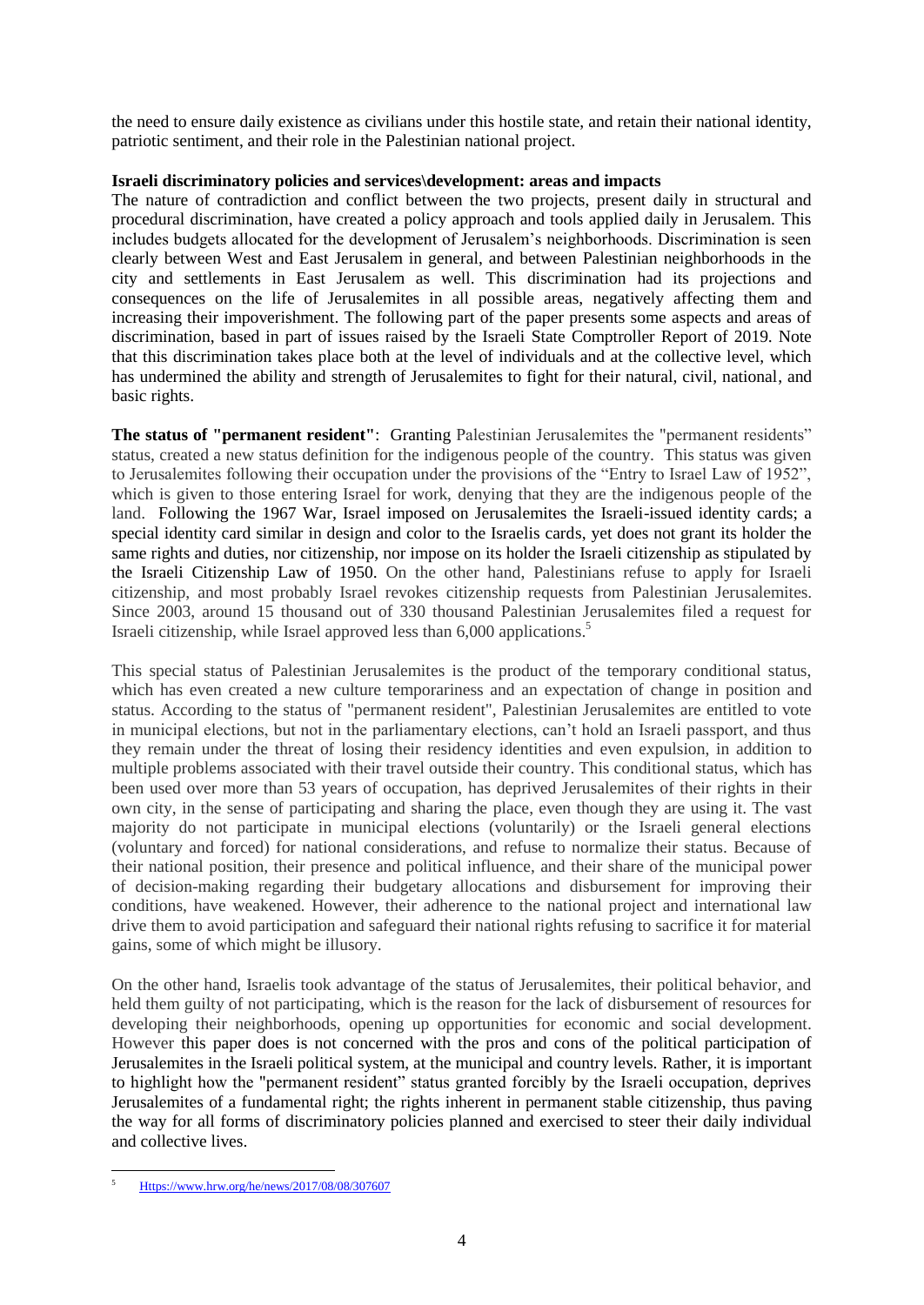the need to ensure daily existence as civilians under this hostile state, and retain their national identity, patriotic sentiment, and their role in the Palestinian national project.

**Israeli discriminatory policies and services\development: areas and impacts**

The nature of contradiction and conflict between the two projects, present daily in structural and procedural discrimination, have created a policy approach and tools applied daily in Jerusalem. This includes budgets allocated for the development of Jerusalem's neighborhoods. Discrimination is seen clearly between West and East Jerusalem in general, and between Palestinian neighborhoods in the city and settlements in East Jerusalem as well. This discrimination had its projections and consequences on the life of Jerusalemites in all possible areas, negatively affecting them and increasing their impoverishment. The following part of the paper presents some aspects and areas of discrimination, based in part of issues raised by the Israeli State Comptroller Report of 2019. Note that this discrimination takes place both at the level of individuals and at the collective level, which has undermined the ability and strength of Jerusalemites to fight for their natural, civil, national, and basic rights.

**The status of "permanent resident"**: Granting Palestinian Jerusalemites the "permanent residents" status, created a new status definition for the indigenous people of the country. This status was given to Jerusalemites following their occupation under the provisions of the "Entry to Israel Law of 1952", which is given to those entering Israel for work, denying that they are the indigenous people of the land. Following the 1967 War, Israel imposed on Jerusalemites the Israeli-issued identity cards; a special identity card similar in design and color to the Israelis cards, yet does not grant its holder the same rights and duties, nor citizenship, nor impose on its holder the Israeli citizenship as stipulated by the Israeli Citizenship Law of 1950. On the other hand, Palestinians refuse to apply for Israeli citizenship, and most probably Israel revokes citizenship requests from Palestinian Jerusalemites. Since 2003, around 15 thousand out of 330 thousand Palestinian Jerusalemites filed a request for Israeli citizenship, while Israel approved less than 6,000 applications.[5]

This special status of Palestinian Jerusalemites is the product of the temporary conditional status, which has even created a new culture temporariness and an expectation of change in position and status. According to the status of "permanent resident", Palestinian Jerusalemites are entitled to vote in municipal elections, but not in the parliamentary elections, can't hold an Israeli passport, and thus they remain under the threat of losing their residency identities and even expulsion, in addition to multiple problems associated with their travel outside their country. This conditional status, which has been used over more than 53 years of occupation, has deprived Jerusalemites of their rights in their own city, in the sense of participating and sharing the place, even though they are using it. The vast majority do not participate in municipal elections (voluntarily) or the Israeli general elections (voluntary and forced) for national considerations, and refuse to normalize their status. Because of their national position, their presence and political influence, and their share of the municipal power of decision-making regarding their budgetary allocations and disbursement for improving their conditions, have weakened. However, their adherence to the national project and international law drive them to avoid participation and safeguard their national rights refusing to sacrifice it for material gains, some of which might be illusory.

On the other hand, Israelis took advantage of the status of Jerusalemites, their political behavior, and held them guilty of not participating, which is the reason for the lack of disbursement of resources for developing their neighborhoods, opening up opportunities for economic and social development. However this paper does is not concerned with the pros and cons of the political participation of Jerusalemites in the Israeli political system, at the municipal and country levels. Rather, it is important to highlight how the "permanent resident" status granted forcibly by the Israeli occupation, deprives Jerusalemites of a fundamental right; the rights inherent in permanent stable citizenship, thus paving the way for all forms of discriminatory policies planned and exercised to steer their daily individual and collective lives.

---

[5] Https://www.hrw.org/he/news/2017/08/08/307607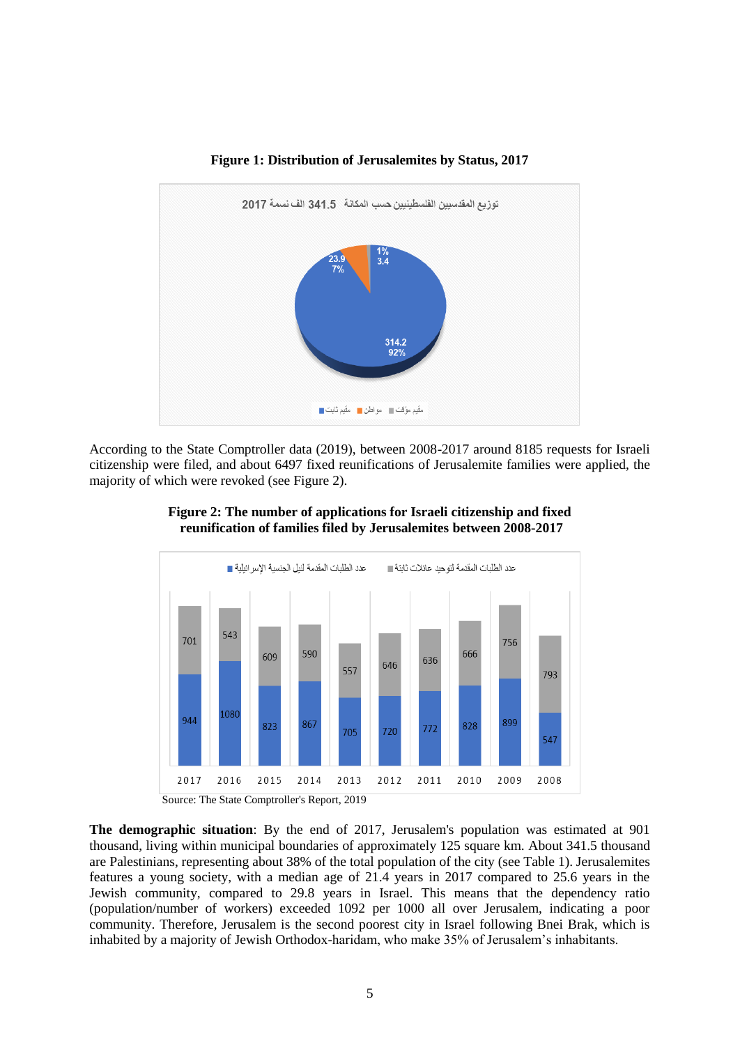**Figure 1: Distribution of Jerusalemites by Status, 2017**

According to the State Comptroller data (2019), between 2008-2017 around 8185 requests for Israeli citizenship were filed, and about 6497 fixed reunifications of Jerusalemite families were applied, the majority of which were revoked (see Figure 2).

**Figure 2: The number of applications for Israeli citizenship and fixed reunification of families filed by Jerusalemites between 2008-2017**

Source: The State Comptroller's Report, 2019

**The demographic situation**: By the end of 2017, Jerusalem's population was estimated at 901 thousand, living within municipal boundaries of approximately 125 square km. About 341.5 thousand are Palestinians, representing about 38% of the total population of the city (see Table 1). Jerusalemites features a young society, with a median age of 21.4 years in 2017 compared to 25.6 years in the Jewish community, compared to 29.8 years in Israel. This means that the dependency ratio (population/number of workers) exceeded 1092 per 1000 all over Jerusalem, indicating a poor community. Therefore, Jerusalem is the second poorest city in Israel following Bnei Brak, which is inhabited by a majority of Jewish Orthodox-haridam, who make 35% of Jerusalem's inhabitants.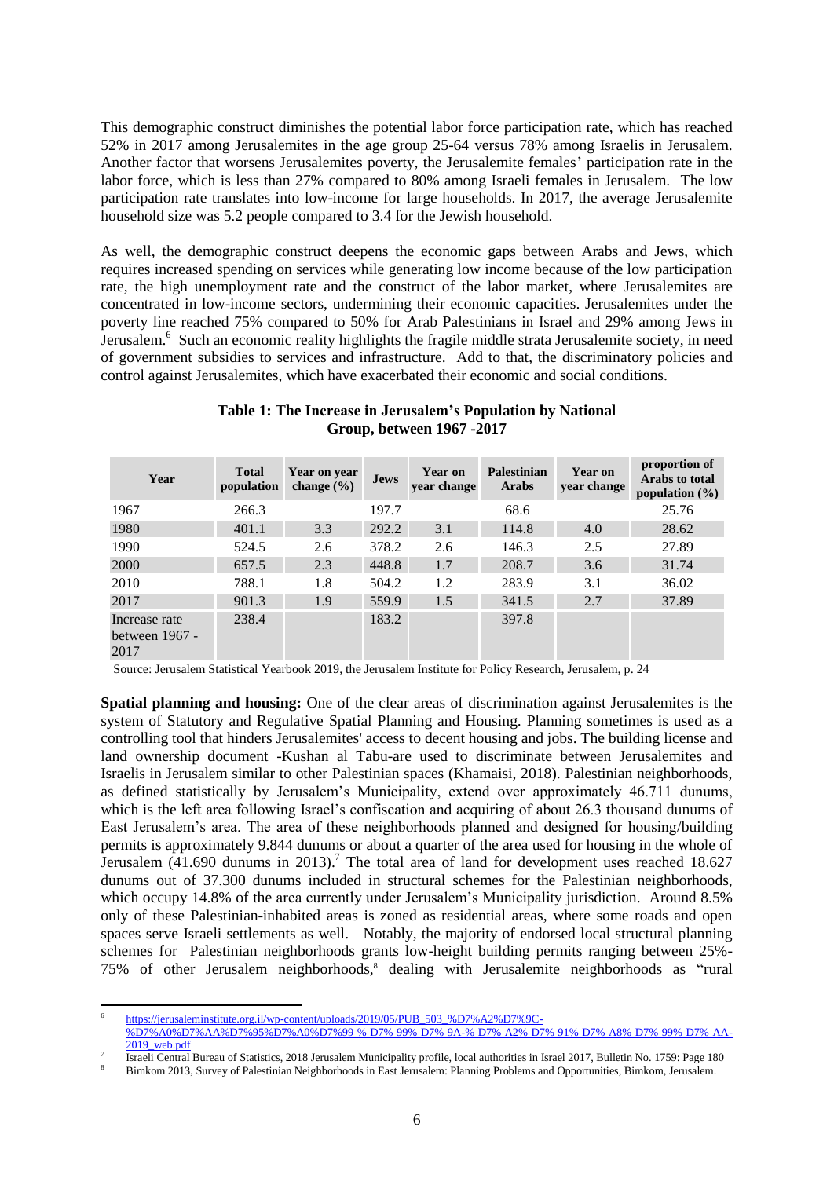This demographic construct diminishes the potential labor force participation rate, which has reached 52% in 2017 among Jerusalemites in the age group 25-64 versus 78% among Israelis in Jerusalem. Another factor that worsens Jerusalemites poverty, the Jerusalemite females' participation rate in the labor force, which is less than 27% compared to 80% among Israeli females in Jerusalem. The low participation rate translates into low-income for large households. In 2017, the average Jerusalemite household size was 5.2 people compared to 3.4 for the Jewish household.

As well, the demographic construct deepens the economic gaps between Arabs and Jews, which requires increased spending on services while generating low income because of the low participation rate, the high unemployment rate and the construct of the labor market, where Jerusalemites are concentrated in low-income sectors, undermining their economic capacities. Jerusalemites under the poverty line reached 75% compared to 50% for Arab Palestinians in Israel and 29% among Jews in Jerusalem.[6] Such an economic reality highlights the fragile middle strata Jerusalemite society, in need of government subsidies to services and infrastructure. Add to that, the discriminatory policies and control against Jerusalemites, which have exacerbated their economic and social conditions.

**Table 1: The Increase in Jerusalem's Population by National Group, between 1967 -2017**

| Year | Total population | Year on year change (%) | Jews | Year on year change | Palestinian Arabs | Year on year change | proportion of Arabs to total population (%) |
|---|---|---|---|---|---|---|---|
| 1967 | 266.3 | | 197.7 | | 68.6 | | 25.76 |
| 1980 | 401.1 | 3.3 | 292.2 | 3.1 | 114.8 | 4.0 | 28.62 |
| 1990 | 524.5 | 2.6 | 378.2 | 2.6 | 146.3 | 2.5 | 27.89 |
| 2000 | 657.5 | 2.3 | 448.8 | 1.7 | 208.7 | 3.6 | 31.74 |
| 2010 | 788.1 | 1.8 | 504.2 | 1.2 | 283.9 | 3.1 | 36.02 |
| 2017 | 901.3 | 1.9 | 559.9 | 1.5 | 341.5 | 2.7 | 37.89 |
| Increase rate between 1967 - 2017 | 238.4 | | 183.2 | | 397.8 | | |

Source: Jerusalem Statistical Yearbook 2019, the Jerusalem Institute for Policy Research, Jerusalem, p. 24

**Spatial planning and housing:** One of the clear areas of discrimination against Jerusalemites is the system of Statutory and Regulative Spatial Planning and Housing. Planning sometimes is used as a controlling tool that hinders Jerusalemites' access to decent housing and jobs. The building license and land ownership document -Kushan al Tabu-are used to discriminate between Jerusalemites and Israelis in Jerusalem similar to other Palestinian spaces (Khamaisi, 2018). Palestinian neighborhoods, as defined statistically by Jerusalem's Municipality, extend over approximately 46.711 dunums, which is the left area following Israel's confiscation and acquiring of about 26.3 thousand dunums of East Jerusalem's area. The area of these neighborhoods planned and designed for housing/building permits is approximately 9.844 dunums or about a quarter of the area used for housing in the whole of Jerusalem (41.690 dunums in 2013).[7] The total area of land for development uses reached 18.627 dunums out of 37.300 dunums included in structural schemes for the Palestinian neighborhoods, which occupy 14.8% of the area currently under Jerusalem's Municipality jurisdiction. Around 8.5% only of these Palestinian-inhabited areas is zoned as residential areas, where some roads and open spaces serve Israeli settlements as well. Notably, the majority of endorsed local structural planning schemes for Palestinian neighborhoods grants low-height building permits ranging between 25%-75% of other Jerusalem neighborhoods,[8] dealing with Jerusalemite neighborhoods as "rural

---

[6] https://jerusaleminstitute.org.il/wp-content/uploads/2019/05/PUB_503_%D7%A2%D7%9C-%D7%A0%D7%AA%D7%95%D7%A0%D7%99 % D7% 99% D7% 9A-% D7% A2% D7% 91% D7% A8% D7% 99% D7% AA-2019_web.pdf

[7] Israeli Central Bureau of Statistics, 2018 Jerusalem Municipality profile, local authorities in Israel 2017, Bulletin No. 1759: Page 180

[8] Bimkom 2013, Survey of Palestinian Neighborhoods in East Jerusalem: Planning Problems and Opportunities, Bimkom, Jerusalem.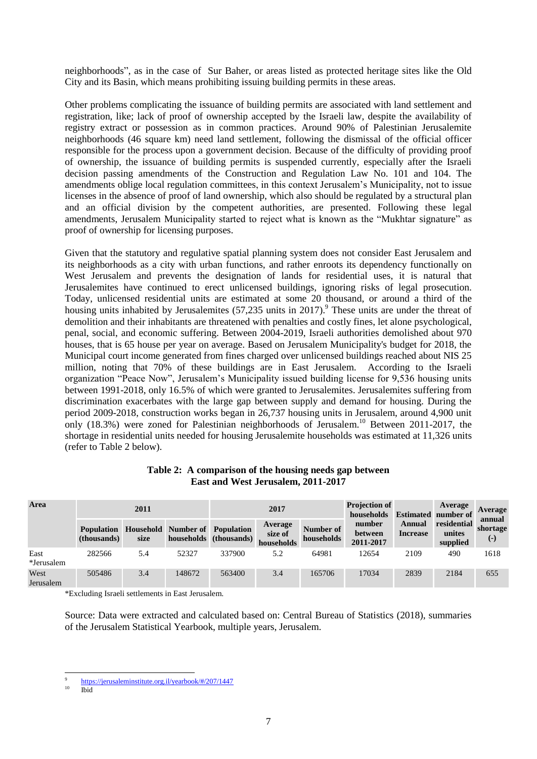neighborhoods", as in the case of Sur Baher, or areas listed as protected heritage sites like the Old City and its Basin, which means prohibiting issuing building permits in these areas.

Other problems complicating the issuance of building permits are associated with land settlement and registration, like; lack of proof of ownership accepted by the Israeli law, despite the availability of registry extract or possession as in common practices. Around 90% of Palestinian Jerusalemite neighborhoods (46 square km) need land settlement, following the dismissal of the official officer responsible for the process upon a government decision. Because of the difficulty of providing proof of ownership, the issuance of building permits is suspended currently, especially after the Israeli decision passing amendments of the Construction and Regulation Law No. 101 and 104. The amendments oblige local regulation committees, in this context Jerusalem's Municipality, not to issue licenses in the absence of proof of land ownership, which also should be regulated by a structural plan and an official division by the competent authorities, are presented. Following these legal amendments, Jerusalem Municipality started to reject what is known as the "Mukhtar signature" as proof of ownership for licensing purposes.

Given that the statutory and regulative spatial planning system does not consider East Jerusalem and its neighborhoods as a city with urban functions, and rather enroots its dependency functionally on West Jerusalem and prevents the designation of lands for residential uses, it is natural that Jerusalemites have continued to erect unlicensed buildings, ignoring risks of legal prosecution. Today, unlicensed residential units are estimated at some 20 thousand, or around a third of the housing units inhabited by Jerusalemites (57,235 units in 2017).[9] These units are under the threat of demolition and their inhabitants are threatened with penalties and costly fines, let alone psychological, penal, social, and economic suffering. Between 2004-2019, Israeli authorities demolished about 970 houses, that is 65 house per year on average. Based on Jerusalem Municipality's budget for 2018, the Municipal court income generated from fines charged over unlicensed buildings reached about NIS 25 million, noting that 70% of these buildings are in East Jerusalem. According to the Israeli organization "Peace Now", Jerusalem's Municipality issued building license for 9,536 housing units between 1991-2018, only 16.5% of which were granted to Jerusalemites. Jerusalemites suffering from discrimination exacerbates with the large gap between supply and demand for housing. During the period 2009-2018, construction works began in 26,737 housing units in Jerusalem, around 4,900 unit only (18.3%) were zoned for Palestinian neighborhoods of Jerusalem.[10] Between 2011-2017, the shortage in residential units needed for housing Jerusalemite households was estimated at 11,326 units (refer to Table 2 below).

**Table 2: A comparison of the housing needs gap between East and West Jerusalem, 2011-2017**

| Area | 2011 | | | 2017 | | | Projection of households number between 2011-2017 | Estimated Annual Increase | Average number of residential unites supplied | Average annual shortage (-) |
|---|---|---|---|---|---|---|---|---|---|---|
| | Population (thousands) | Household size | Number of households | Population (thousands) | Average size of households | Number of households | | | | |
| East *Jerusalem | 282566 | 5.4 | 52327 | 337900 | 5.2 | 64981 | 12654 | 2109 | 490 | 1618 |
| West Jerusalem | 505486 | 3.4 | 148672 | 563400 | 3.4 | 165706 | 17034 | 2839 | 2184 | 655 |

*Excluding Israeli settlements in East Jerusalem.

Source: Data were extracted and calculated based on: Central Bureau of Statistics (2018), summaries of the Jerusalem Statistical Yearbook, multiple years, Jerusalem.

---

[9] https://jerusaleminstitute.org.il/yearbook/#/207/1447

[10] Ibid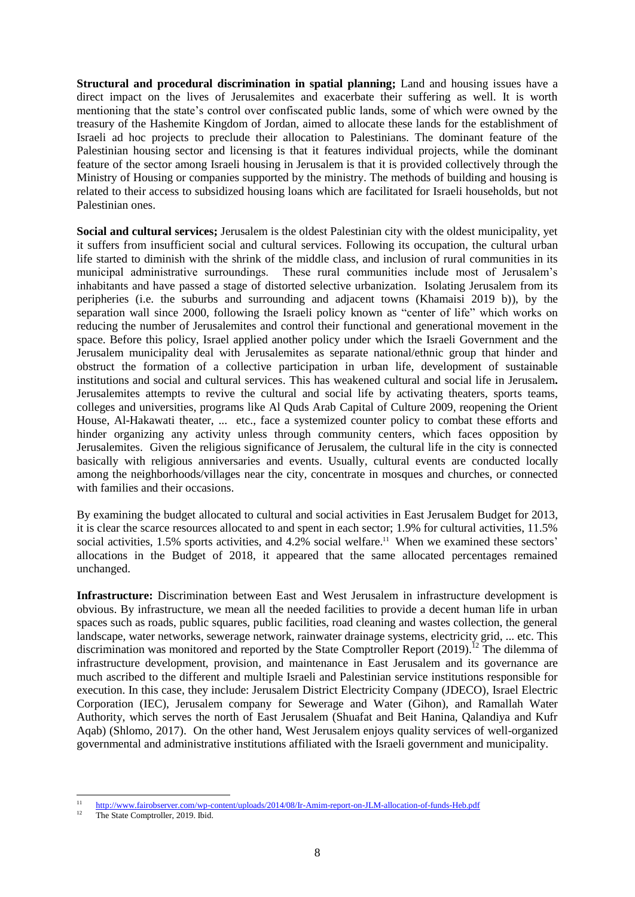**Structural and procedural discrimination in spatial planning;** Land and housing issues have a direct impact on the lives of Jerusalemites and exacerbate their suffering as well. It is worth mentioning that the state's control over confiscated public lands, some of which were owned by the treasury of the Hashemite Kingdom of Jordan, aimed to allocate these lands for the establishment of Israeli ad hoc projects to preclude their allocation to Palestinians. The dominant feature of the Palestinian housing sector and licensing is that it features individual projects, while the dominant feature of the sector among Israeli housing in Jerusalem is that it is provided collectively through the Ministry of Housing or companies supported by the ministry. The methods of building and housing is related to their access to subsidized housing loans which are facilitated for Israeli households, but not Palestinian ones.

**Social and cultural services;** Jerusalem is the oldest Palestinian city with the oldest municipality, yet it suffers from insufficient social and cultural services. Following its occupation, the cultural urban life started to diminish with the shrink of the middle class, and inclusion of rural communities in its municipal administrative surroundings. These rural communities include most of Jerusalem's inhabitants and have passed a stage of distorted selective urbanization. Isolating Jerusalem from its peripheries (i.e. the suburbs and surrounding and adjacent towns (Khamaisi 2019 b)), by the separation wall since 2000, following the Israeli policy known as "center of life" which works on reducing the number of Jerusalemites and control their functional and generational movement in the space. Before this policy, Israel applied another policy under which the Israeli Government and the Jerusalem municipality deal with Jerusalemites as separate national/ethnic group that hinder and obstruct the formation of a collective participation in urban life, development of sustainable institutions and social and cultural services. This has weakened cultural and social life in Jerusalem**.** Jerusalemites attempts to revive the cultural and social life by activating theaters, sports teams, colleges and universities, programs like Al Quds Arab Capital of Culture 2009, reopening the Orient House, Al-Hakawati theater, ... etc., face a systemized counter policy to combat these efforts and hinder organizing any activity unless through community centers, which faces opposition by Jerusalemites. Given the religious significance of Jerusalem, the cultural life in the city is connected basically with religious anniversaries and events. Usually, cultural events are conducted locally among the neighborhoods/villages near the city, concentrate in mosques and churches, or connected with families and their occasions.

By examining the budget allocated to cultural and social activities in East Jerusalem Budget for 2013, it is clear the scarce resources allocated to and spent in each sector; 1.9% for cultural activities, 11.5% social activities, 1.5% sports activities, and 4.2% social welfare.[11] When we examined these sectors' allocations in the Budget of 2018, it appeared that the same allocated percentages remained unchanged.

**Infrastructure:** Discrimination between East and West Jerusalem in infrastructure development is obvious. By infrastructure, we mean all the needed facilities to provide a decent human life in urban spaces such as roads, public squares, public facilities, road cleaning and wastes collection, the general landscape, water networks, sewerage network, rainwater drainage systems, electricity grid, ... etc. This discrimination was monitored and reported by the State Comptroller Report (2019).[12] The dilemma of infrastructure development, provision, and maintenance in East Jerusalem and its governance are much ascribed to the different and multiple Israeli and Palestinian service institutions responsible for execution. In this case, they include: Jerusalem District Electricity Company (JDECO), Israel Electric Corporation (IEC), Jerusalem company for Sewerage and Water (Gihon), and Ramallah Water Authority, which serves the north of East Jerusalem (Shuafat and Beit Hanina, Qalandiya and Kufr Aqab) (Shlomo, 2017). On the other hand, West Jerusalem enjoys quality services of well-organized governmental and administrative institutions affiliated with the Israeli government and municipality.

---

[11] http://www.fairobserver.com/wp-content/uploads/2014/08/Ir-Amim-report-on-JLM-allocation-of-funds-Heb.pdf

[12] The State Comptroller, 2019. Ibid.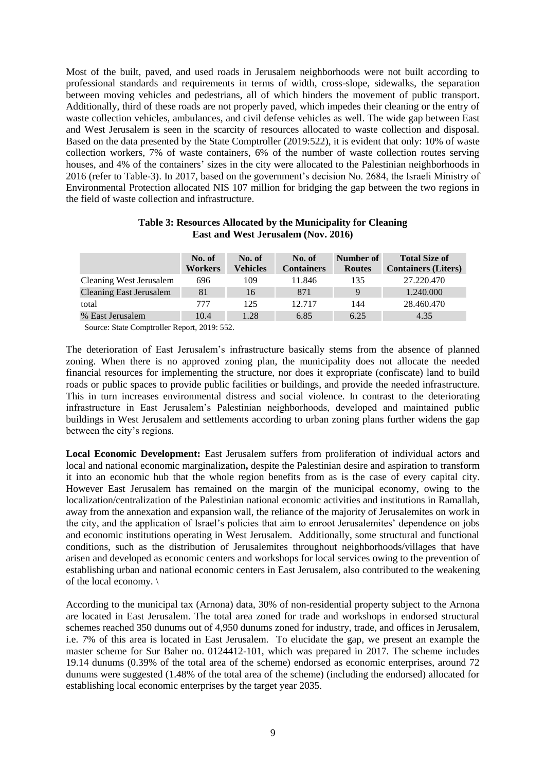Most of the built, paved, and used roads in Jerusalem neighborhoods were not built according to professional standards and requirements in terms of width, cross-slope, sidewalks, the separation between moving vehicles and pedestrians, all of which hinders the movement of public transport. Additionally, third of these roads are not properly paved, which impedes their cleaning or the entry of waste collection vehicles, ambulances, and civil defense vehicles as well. The wide gap between East and West Jerusalem is seen in the scarcity of resources allocated to waste collection and disposal. Based on the data presented by the State Comptroller (2019:522), it is evident that only: 10% of waste collection workers, 7% of waste containers, 6% of the number of waste collection routes serving houses, and 4% of the containers' sizes in the city were allocated to the Palestinian neighborhoods in 2016 (refer to Table-3). In 2017, based on the government's decision No. 2684, the Israeli Ministry of Environmental Protection allocated NIS 107 million for bridging the gap between the two regions in the field of waste collection and infrastructure.

**Table 3: Resources Allocated by the Municipality for Cleaning East and West Jerusalem (Nov. 2016)**

| | No. of Workers | No. of Vehicles | No. of Containers | Number of Routes | Total Size of Containers (Liters) |
|---|---|---|---|---|---|
| Cleaning West Jerusalem | 696 | 109 | 11.846 | 135 | 27.220.470 |
| Cleaning East Jerusalem | 81 | 16 | 871 | 9 | 1.240.000 |
| total | 777 | 125 | 12.717 | 144 | 28.460.470 |
| % East Jerusalem | 10.4 | 1.28 | 6.85 | 6.25 | 4.35 |

Source: State Comptroller Report, 2019: 552.

The deterioration of East Jerusalem's infrastructure basically stems from the absence of planned zoning. When there is no approved zoning plan, the municipality does not allocate the needed financial resources for implementing the structure, nor does it expropriate (confiscate) land to build roads or public spaces to provide public facilities or buildings, and provide the needed infrastructure. This in turn increases environmental distress and social violence. In contrast to the deteriorating infrastructure in East Jerusalem's Palestinian neighborhoods, developed and maintained public buildings in West Jerusalem and settlements according to urban zoning plans further widens the gap between the city's regions.

**Local Economic Development:** East Jerusalem suffers from proliferation of individual actors and local and national economic marginalization**,** despite the Palestinian desire and aspiration to transform it into an economic hub that the whole region benefits from as is the case of every capital city. However East Jerusalem has remained on the margin of the municipal economy, owing to the localization/centralization of the Palestinian national economic activities and institutions in Ramallah, away from the annexation and expansion wall, the reliance of the majority of Jerusalemites on work in the city, and the application of Israel's policies that aim to enroot Jerusalemites' dependence on jobs and economic institutions operating in West Jerusalem. Additionally, some structural and functional conditions, such as the distribution of Jerusalemites throughout neighborhoods/villages that have arisen and developed as economic centers and workshops for local services owing to the prevention of establishing urban and national economic centers in East Jerusalem, also contributed to the weakening of the local economy. \

According to the municipal tax (Arnona) data, 30% of non-residential property subject to the Arnona are located in East Jerusalem. The total area zoned for trade and workshops in endorsed structural schemes reached 350 dunums out of 4,950 dunums zoned for industry, trade, and offices in Jerusalem, i.e. 7% of this area is located in East Jerusalem. To elucidate the gap, we present an example the master scheme for Sur Baher no. 0124412-101, which was prepared in 2017. The scheme includes 19.14 dunums (0.39% of the total area of the scheme) endorsed as economic enterprises, around 72 dunums were suggested (1.48% of the total area of the scheme) (including the endorsed) allocated for establishing local economic enterprises by the target year 2035.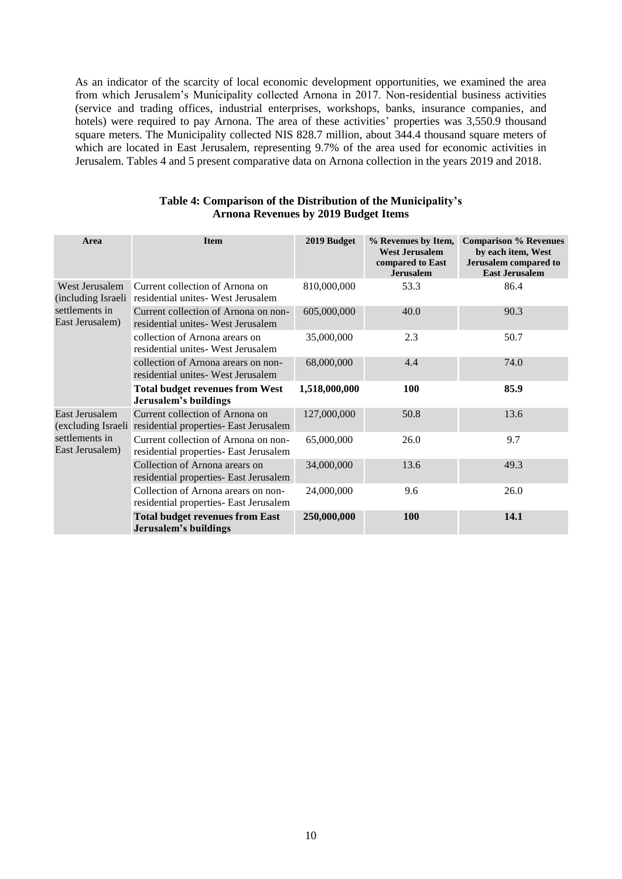As an indicator of the scarcity of local economic development opportunities, we examined the area from which Jerusalem's Municipality collected Arnona in 2017. Non-residential business activities (service and trading offices, industrial enterprises, workshops, banks, insurance companies, and hotels) were required to pay Arnona. The area of these activities' properties was 3,550.9 thousand square meters. The Municipality collected NIS 828.7 million, about 344.4 thousand square meters of which are located in East Jerusalem, representing 9.7% of the area used for economic activities in Jerusalem. Tables 4 and 5 present comparative data on Arnona collection in the years 2019 and 2018.

**Table 4: Comparison of the Distribution of the Municipality's Arnona Revenues by 2019 Budget Items**

| Area | Item | 2019 Budget | % Revenues by Item, West Jerusalem compared to East Jerusalem | Comparison % Revenues by each item, West Jerusalem compared to East Jerusalem |
|---|---|---|---|---|
| West Jerusalem (including Israeli settlements in East Jerusalem) | Current collection of Arnona on residential unites- West Jerusalem | 810,000,000 | 53.3 | 86.4 |
| | Current collection of Arnona on non-residential unites- West Jerusalem | 605,000,000 | 40.0 | 90.3 |
| | collection of Arnona arears on residential unites- West Jerusalem | 35,000,000 | 2.3 | 50.7 |
| | collection of Arnona arears on non-residential unites- West Jerusalem | 68,000,000 | 4.4 | 74.0 |
| | **Total budget revenues from West Jerusalem's buildings** | **1,518,000,000** | **100** | **85.9** |
| East Jerusalem (excluding Israeli settlements in East Jerusalem) | Current collection of Arnona on residential properties- East Jerusalem | 127,000,000 | 50.8 | 13.6 |
| | Current collection of Arnona on non-residential properties- East Jerusalem | 65,000,000 | 26.0 | 9.7 |
| | Collection of Arnona arears on residential properties- East Jerusalem | 34,000,000 | 13.6 | 49.3 |
| | Collection of Arnona arears on non-residential properties- East Jerusalem | 24,000,000 | 9.6 | 26.0 |
| | **Total budget revenues from East Jerusalem's buildings** | **250,000,000** | **100** | **14.1** |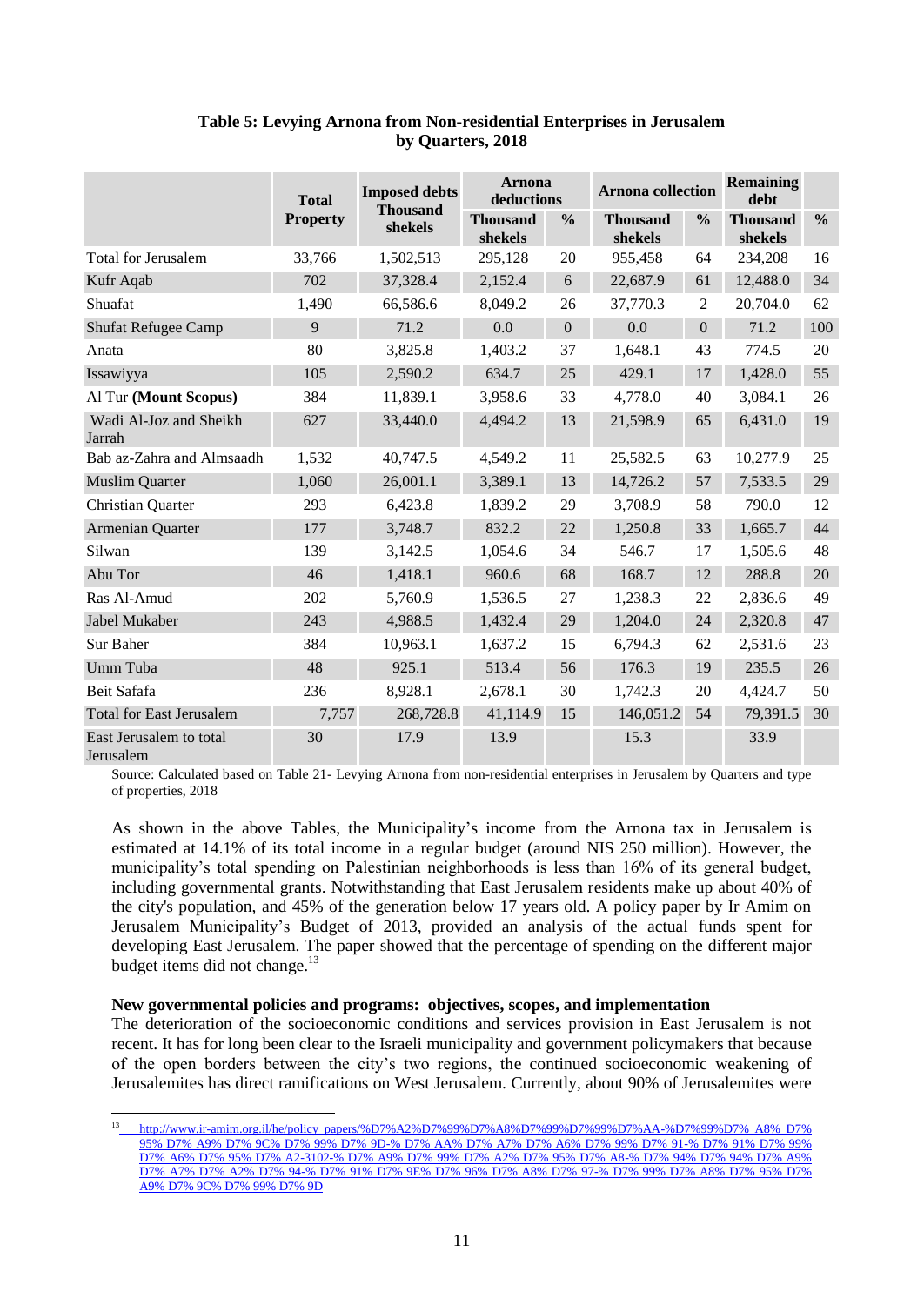**Table 5: Levying Arnona from Non-residential Enterprises in Jerusalem by Quarters, 2018**

| | Total Property | Imposed debts Thousand shekels | Arnona deductions | | Arnona collection | | Remaining debt | |
|---|---|---|---|---|---|---|---|---|
| | | | Thousand shekels | % | Thousand shekels | % | Thousand shekels | % |
| Total for Jerusalem | 33,766 | 1,502,513 | 295,128 | 20 | 955,458 | 64 | 234,208 | 16 |
| Kufr Aqab | 702 | 37,328.4 | 2,152.4 | 6 | 22,687.9 | 61 | 12,488.0 | 34 |
| Shuafat | 1,490 | 66,586.6 | 8,049.2 | 26 | 37,770.3 | 2 | 20,704.0 | 62 |
| Shufat Refugee Camp | 9 | 71.2 | 0.0 | 0 | 0.0 | 0 | 71.2 | 100 |
| Anata | 80 | 3,825.8 | 1,403.2 | 37 | 1,648.1 | 43 | 774.5 | 20 |
| Issawiyya | 105 | 2,590.2 | 634.7 | 25 | 429.1 | 17 | 1,428.0 | 55 |
| Al Tur **(Mount Scopus)** | 384 | 11,839.1 | 3,958.6 | 33 | 4,778.0 | 40 | 3,084.1 | 26 |
| Wadi Al-Joz and Sheikh Jarrah | 627 | 33,440.0 | 4,494.2 | 13 | 21,598.9 | 65 | 6,431.0 | 19 |
| Bab az-Zahra and Almsaadh | 1,532 | 40,747.5 | 4,549.2 | 11 | 25,582.5 | 63 | 10,277.9 | 25 |
| Muslim Quarter | 1,060 | 26,001.1 | 3,389.1 | 13 | 14,726.2 | 57 | 7,533.5 | 29 |
| Christian Quarter | 293 | 6,423.8 | 1,839.2 | 29 | 3,708.9 | 58 | 790.0 | 12 |
| Armenian Quarter | 177 | 3,748.7 | 832.2 | 22 | 1,250.8 | 33 | 1,665.7 | 44 |
| Silwan | 139 | 3,142.5 | 1,054.6 | 34 | 546.7 | 17 | 1,505.6 | 48 |
| Abu Tor | 46 | 1,418.1 | 960.6 | 68 | 168.7 | 12 | 288.8 | 20 |
| Ras Al-Amud | 202 | 5,760.9 | 1,536.5 | 27 | 1,238.3 | 22 | 2,836.6 | 49 |
| Jabel Mukaber | 243 | 4,988.5 | 1,432.4 | 29 | 1,204.0 | 24 | 2,320.8 | 47 |
| Sur Baher | 384 | 10,963.1 | 1,637.2 | 15 | 6,794.3 | 62 | 2,531.6 | 23 |
| Umm Tuba | 48 | 925.1 | 513.4 | 56 | 176.3 | 19 | 235.5 | 26 |
| Beit Safafa | 236 | 8,928.1 | 2,678.1 | 30 | 1,742.3 | 20 | 4,424.7 | 50 |
| Total for East Jerusalem | 7,757 | 268,728.8 | 41,114.9 | 15 | 146,051.2 | 54 | 79,391.5 | 30 |
| East Jerusalem to total Jerusalem | 30 | 17.9 | 13.9 | | 15.3 | | 33.9 | |

Source: Calculated based on Table 21- Levying Arnona from non-residential enterprises in Jerusalem by Quarters and type of properties, 2018

As shown in the above Tables, the Municipality's income from the Arnona tax in Jerusalem is estimated at 14.1% of its total income in a regular budget (around NIS 250 million). However, the municipality's total spending on Palestinian neighborhoods is less than 16% of its general budget, including governmental grants. Notwithstanding that East Jerusalem residents make up about 40% of the city's population, and 45% of the generation below 17 years old. A policy paper by Ir Amim on Jerusalem Municipality's Budget of 2013, provided an analysis of the actual funds spent for developing East Jerusalem. The paper showed that the percentage of spending on the different major budget items did not change.[13]

**New governmental policies and programs: objectives, scopes, and implementation**

The deterioration of the socioeconomic conditions and services provision in East Jerusalem is not recent. It has for long been clear to the Israeli municipality and government policymakers that because of the open borders between the city's two regions, the continued socioeconomic weakening of Jerusalemites has direct ramifications on West Jerusalem. Currently, about 90% of Jerusalemites were

[13] http://www.ir-amim.org.il/he/policy_papers/%D7%A2%D7%99%D7%A8%D7%99%D7%99%D7%AA-%D7%99%D7%_A8%_D7%95%_D7%_A9%_D7%_9C%_D7%_99%_D7%_9D-%_D7%_AA%_D7%_A7%_D7%_A6%_D7%_99%_D7%_91-%_D7%_91%_D7%_99%_D7%_A6%_D7%_95%_D7%_A2-3102-%_D7%_A9%_D7%_99%_D7%_A2%_D7%_95%_D7%_A8-%_D7%_94%_D7%_94%_D7%_A9%_D7%_A7%_D7%_A2%_D7%_94-%_D7%_91%_D7%_9E%_D7%_96%_D7%_A8%_D7%_97-%_D7%_99%_D7%_A8%_D7%_95%_D7%_A9%_D7%_9C%_D7%_99%_D7%_9D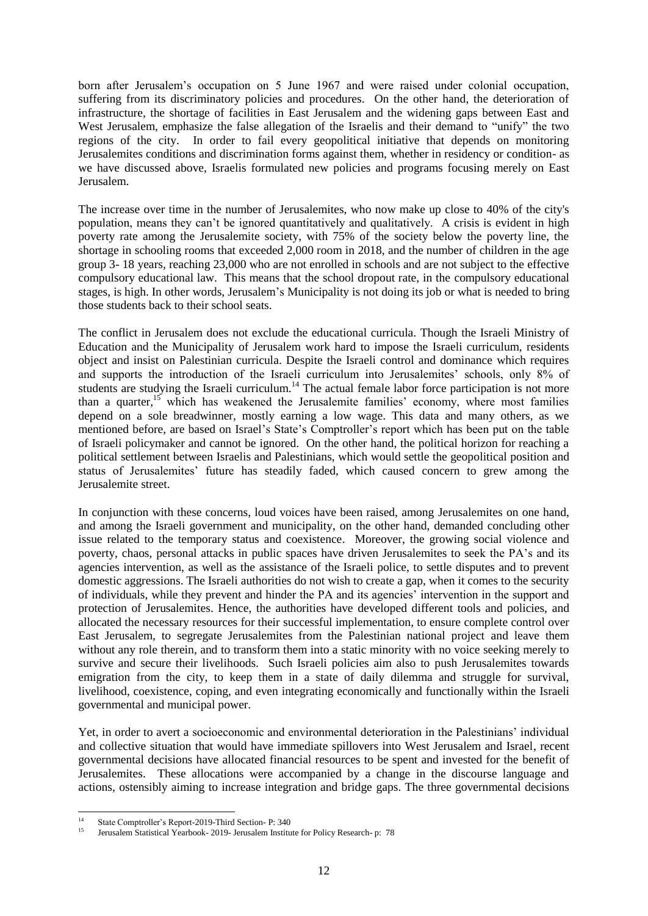born after Jerusalem's occupation on 5 June 1967 and were raised under colonial occupation, suffering from its discriminatory policies and procedures. On the other hand, the deterioration of infrastructure, the shortage of facilities in East Jerusalem and the widening gaps between East and West Jerusalem, emphasize the false allegation of the Israelis and their demand to "unify" the two regions of the city. In order to fail every geopolitical initiative that depends on monitoring Jerusalemites conditions and discrimination forms against them, whether in residency or condition- as we have discussed above, Israelis formulated new policies and programs focusing merely on East Jerusalem.

The increase over time in the number of Jerusalemites, who now make up close to 40% of the city's population, means they can't be ignored quantitatively and qualitatively. A crisis is evident in high poverty rate among the Jerusalemite society, with 75% of the society below the poverty line, the shortage in schooling rooms that exceeded 2,000 room in 2018, and the number of children in the age group 3- 18 years, reaching 23,000 who are not enrolled in schools and are not subject to the effective compulsory educational law. This means that the school dropout rate, in the compulsory educational stages, is high. In other words, Jerusalem's Municipality is not doing its job or what is needed to bring those students back to their school seats.

The conflict in Jerusalem does not exclude the educational curricula. Though the Israeli Ministry of Education and the Municipality of Jerusalem work hard to impose the Israeli curriculum, residents object and insist on Palestinian curricula. Despite the Israeli control and dominance which requires and supports the introduction of the Israeli curriculum into Jerusalemites' schools, only 8% of students are studying the Israeli curriculum.[14] The actual female labor force participation is not more than a quarter,[15] which has weakened the Jerusalemite families' economy, where most families depend on a sole breadwinner, mostly earning a low wage. This data and many others, as we mentioned before, are based on Israel's State's Comptroller's report which has been put on the table of Israeli policymaker and cannot be ignored. On the other hand, the political horizon for reaching a political settlement between Israelis and Palestinians, which would settle the geopolitical position and status of Jerusalemites' future has steadily faded, which caused concern to grew among the Jerusalemite street.

In conjunction with these concerns, loud voices have been raised, among Jerusalemites on one hand, and among the Israeli government and municipality, on the other hand, demanded concluding other issue related to the temporary status and coexistence. Moreover, the growing social violence and poverty, chaos, personal attacks in public spaces have driven Jerusalemites to seek the PA's and its agencies intervention, as well as the assistance of the Israeli police, to settle disputes and to prevent domestic aggressions. The Israeli authorities do not wish to create a gap, when it comes to the security of individuals, while they prevent and hinder the PA and its agencies' intervention in the support and protection of Jerusalemites. Hence, the authorities have developed different tools and policies, and allocated the necessary resources for their successful implementation, to ensure complete control over East Jerusalem, to segregate Jerusalemites from the Palestinian national project and leave them without any role therein, and to transform them into a static minority with no voice seeking merely to survive and secure their livelihoods. Such Israeli policies aim also to push Jerusalemites towards emigration from the city, to keep them in a state of daily dilemma and struggle for survival, livelihood, coexistence, coping, and even integrating economically and functionally within the Israeli governmental and municipal power.

Yet, in order to avert a socioeconomic and environmental deterioration in the Palestinians' individual and collective situation that would have immediate spillovers into West Jerusalem and Israel, recent governmental decisions have allocated financial resources to be spent and invested for the benefit of Jerusalemites. These allocations were accompanied by a change in the discourse language and actions, ostensibly aiming to increase integration and bridge gaps. The three governmental decisions

---

[14] State Comptroller's Report-2019-Third Section- P: 340

[15] Jerusalem Statistical Yearbook- 2019- Jerusalem Institute for Policy Research- p: 78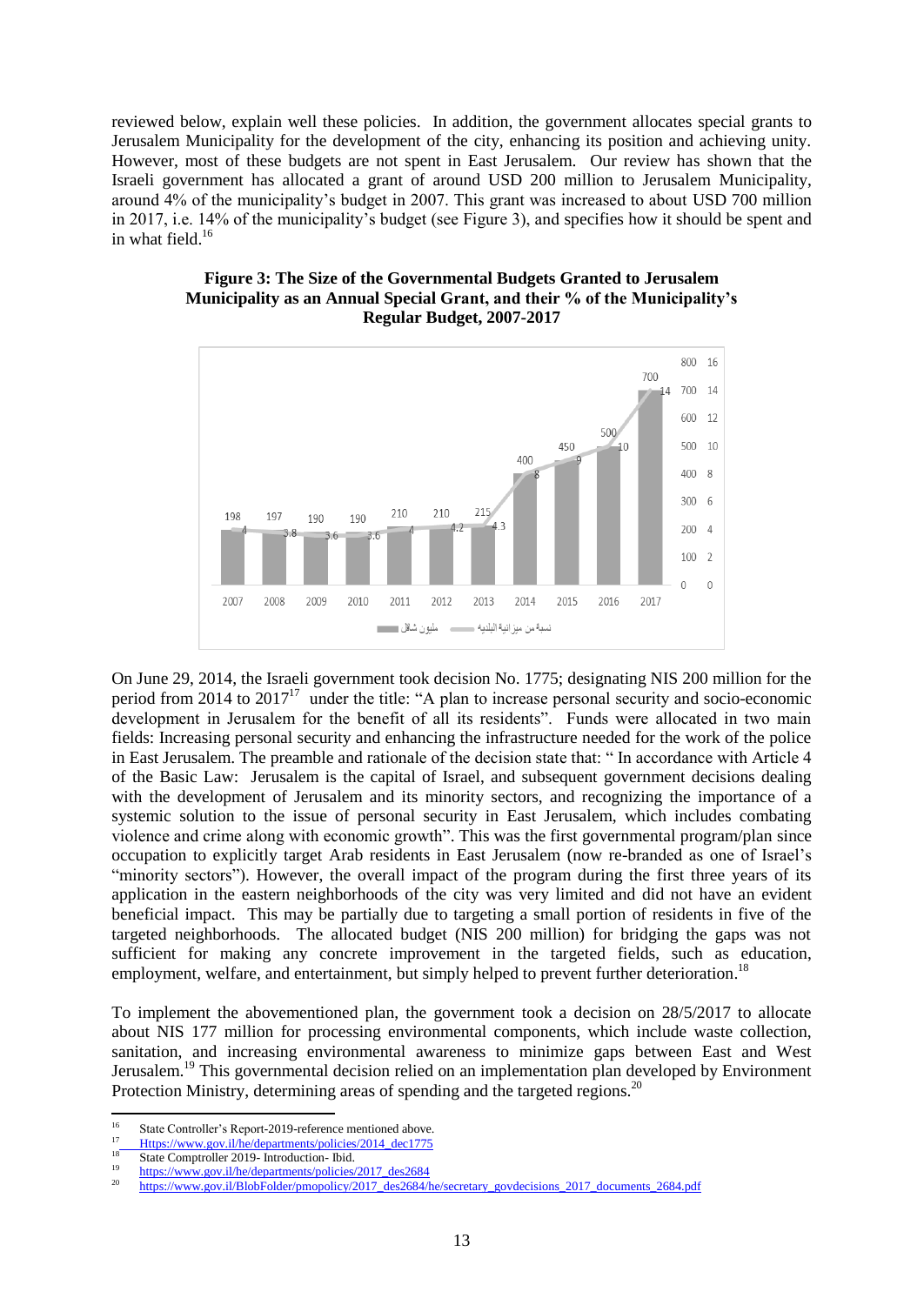reviewed below, explain well these policies. In addition, the government allocates special grants to Jerusalem Municipality for the development of the city, enhancing its position and achieving unity. However, most of these budgets are not spent in East Jerusalem. Our review has shown that the Israeli government has allocated a grant of around USD 200 million to Jerusalem Municipality, around 4% of the municipality's budget in 2007. This grant was increased to about USD 700 million in 2017, i.e. 14% of the municipality's budget (see Figure 3), and specifies how it should be spent and in what field.[16]

**Figure 3: The Size of the Governmental Budgets Granted to Jerusalem Municipality as an Annual Special Grant, and their % of the Municipality's Regular Budget, 2007-2017**

| Year | مليون شاقل | نسبة من ميزانية البلدية |
|---|---|---|
| 2007 | 198 | 4 |
| 2008 | 197 | 3.8 |
| 2009 | 190 | 3.6 |
| 2010 | 190 | 3.6 |
| 2011 | 210 | 4 |
| 2012 | 210 | 4.2 |
| 2013 | 215 | 4.3 |
| 2014 | 400 | 8 |
| 2015 | 450 | 9 |
| 2016 | 500 | 10 |
| 2017 | 700 | 14 |

On June 29, 2014, the Israeli government took decision No. 1775; designating NIS 200 million for the period from 2014 to 2017[17] under the title: "A plan to increase personal security and socio-economic development in Jerusalem for the benefit of all its residents". Funds were allocated in two main fields: Increasing personal security and enhancing the infrastructure needed for the work of the police in East Jerusalem. The preamble and rationale of the decision state that: " In accordance with Article 4 of the Basic Law: Jerusalem is the capital of Israel, and subsequent government decisions dealing with the development of Jerusalem and its minority sectors, and recognizing the importance of a systemic solution to the issue of personal security in East Jerusalem, which includes combating violence and crime along with economic growth". This was the first governmental program/plan since occupation to explicitly target Arab residents in East Jerusalem (now re-branded as one of Israel's "minority sectors"). However, the overall impact of the program during the first three years of its application in the eastern neighborhoods of the city was very limited and did not have an evident beneficial impact. This may be partially due to targeting a small portion of residents in five of the targeted neighborhoods. The allocated budget (NIS 200 million) for bridging the gaps was not sufficient for making any concrete improvement in the targeted fields, such as education, employment, welfare, and entertainment, but simply helped to prevent further deterioration.[18]

To implement the abovementioned plan, the government took a decision on 28/5/2017 to allocate about NIS 177 million for processing environmental components, which include waste collection, sanitation, and increasing environmental awareness to minimize gaps between East and West Jerusalem.[19] This governmental decision relied on an implementation plan developed by Environment Protection Ministry, determining areas of spending and the targeted regions.[20]

---

[16] State Controller's Report-2019-reference mentioned above.

[17] Https://www.gov.il/he/departments/policies/2014_dec1775

[18] State Comptroller 2019- Introduction- Ibid.

[19] https://www.gov.il/he/departments/policies/2017_des2684

[20] https://www.gov.il/BlobFolder/pmopolicy/2017_des2684/he/secretary_govdecisions_2017_documents_2684.pdf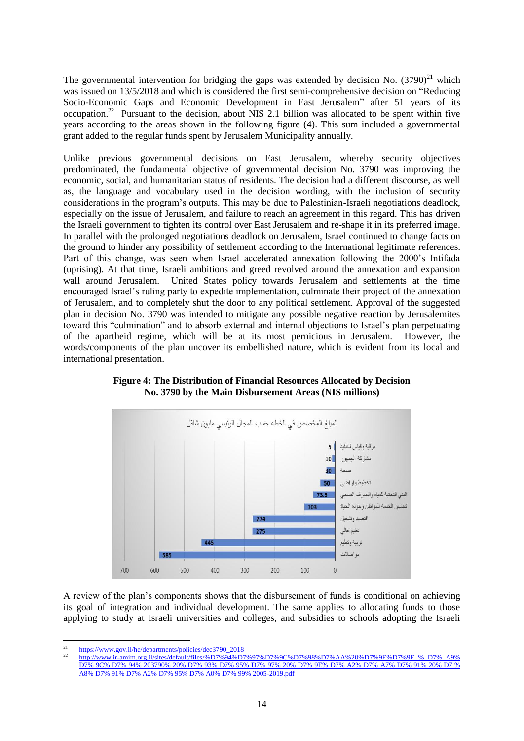The governmental intervention for bridging the gaps was extended by decision No. (3790)[21] which was issued on 13/5/2018 and which is considered the first semi-comprehensive decision on "Reducing Socio-Economic Gaps and Economic Development in East Jerusalem" after 51 years of its occupation.[22] Pursuant to the decision, about NIS 2.1 billion was allocated to be spent within five years according to the areas shown in the following figure (4). This sum included a governmental grant added to the regular funds spent by Jerusalem Municipality annually.

Unlike previous governmental decisions on East Jerusalem, whereby security objectives predominated, the fundamental objective of governmental decision No. 3790 was improving the economic, social, and humanitarian status of residents. The decision had a different discourse, as well as, the language and vocabulary used in the decision wording, with the inclusion of security considerations in the program's outputs. This may be due to Palestinian-Israeli negotiations deadlock, especially on the issue of Jerusalem, and failure to reach an agreement in this regard. This has driven the Israeli government to tighten its control over East Jerusalem and re-shape it in its preferred image. In parallel with the prolonged negotiations deadlock on Jerusalem, Israel continued to change facts on the ground to hinder any possibility of settlement according to the International legitimate references. Part of this change, was seen when Israel accelerated annexation following the 2000's Intifada (uprising). At that time, Israeli ambitions and greed revolved around the annexation and expansion wall around Jerusalem. United States policy towards Jerusalem and settlements at the time encouraged Israel's ruling party to expedite implementation, culminate their project of the annexation of Jerusalem, and to completely shut the door to any political settlement. Approval of the suggested plan in decision No. 3790 was intended to mitigate any possible negative reaction by Jerusalemites toward this "culmination" and to absorb external and internal objections to Israel's plan perpetuating of the apartheid regime, which will be at its most pernicious in Jerusalem. However, the words/components of the plan uncover its embellished nature, which is evident from its local and international presentation.

**Figure 4: The Distribution of Financial Resources Allocated by Decision No. 3790 by the Main Disbursement Areas (NIS millions)**

المبلغ المخصص في الخطه حسب المجال الرئيسي مليون شاقل

| المجال | مليون شاقل |
|---|---|
| مرافقة وقياس للتنفيذ | 5 |
| مشاركة الجمهور | 10 |
| صحه | 30 |
| تخطيط واراضي | 50 |
| البنى التحتية للمياه والصرف الصحي | 73.5 |
| تحسين الخدمة للمواطن وجودة الحياة | 103 |
| اقتصاد وتشغيل | 274 |
| تعليم عالي | 275 |
| تربية وتعليم | 445 |
| مواصلات | 585 |

A review of the plan's components shows that the disbursement of funds is conditional on achieving its goal of integration and individual development. The same applies to allocating funds to those applying to study at Israeli universities and colleges, and subsidies to schools adopting the Israeli

---

[21] https://www.gov.il/he/departments/policies/dec3790_2018

[22] http://www.ir-amim.org.il/sites/default/files/%D7%94%D7%97%D7%9C%D7%98%D7%AA%20%D7%9E%D7%9E_%_D7%_A9%D7%_9C%_D7%_94%_203790%_20%_D7%_93%_D7%_95%_D7%_97%_20%_D7%_9E%_D7%_A2%_D7%_A7%_D7%_91%_20%_D7_%A8%_D7%_91%_D7%_A2%_D7%_95%_D7%_A0%_D7%_99%_2005-2019.pdf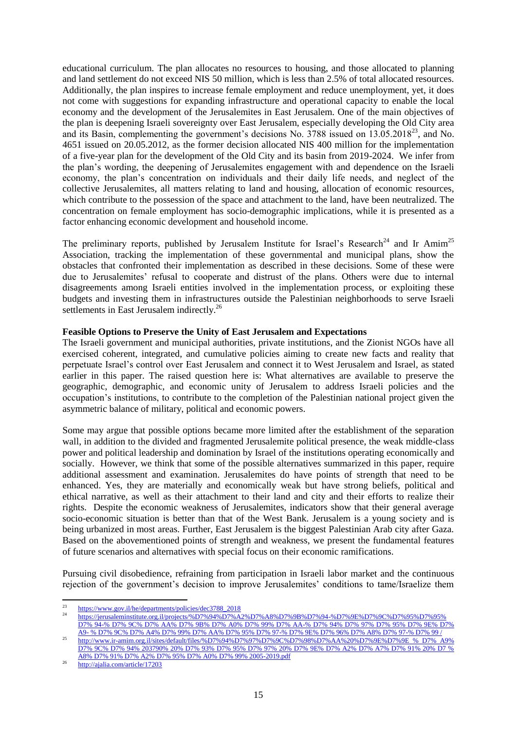educational curriculum. The plan allocates no resources to housing, and those allocated to planning and land settlement do not exceed NIS 50 million, which is less than 2.5% of total allocated resources. Additionally, the plan inspires to increase female employment and reduce unemployment, yet, it does not come with suggestions for expanding infrastructure and operational capacity to enable the local economy and the development of the Jerusalemites in East Jerusalem. One of the main objectives of the plan is deepening Israeli sovereignty over East Jerusalem, especially developing the Old City area and its Basin, complementing the government's decisions No. 3788 issued on 13.05.2018[23], and No. 4651 issued on 20.05.2012, as the former decision allocated NIS 400 million for the implementation of a five-year plan for the development of the Old City and its basin from 2019-2024. We infer from the plan's wording, the deepening of Jerusalemites engagement with and dependence on the Israeli economy, the plan's concentration on individuals and their daily life needs, and neglect of the collective Jerusalemites, all matters relating to land and housing, allocation of economic resources, which contribute to the possession of the space and attachment to the land, have been neutralized. The concentration on female employment has socio-demographic implications, while it is presented as a factor enhancing economic development and household income.

The preliminary reports, published by Jerusalem Institute for Israel's Research[24] and Ir Amim[25] Association, tracking the implementation of these governmental and municipal plans, show the obstacles that confronted their implementation as described in these decisions. Some of these were due to Jerusalemites' refusal to cooperate and distrust of the plans. Others were due to internal disagreements among Israeli entities involved in the implementation process, or exploiting these budgets and investing them in infrastructures outside the Palestinian neighborhoods to serve Israeli settlements in East Jerusalem indirectly.[26]

**Feasible Options to Preserve the Unity of East Jerusalem and Expectations**

The Israeli government and municipal authorities, private institutions, and the Zionist NGOs have all exercised coherent, integrated, and cumulative policies aiming to create new facts and reality that perpetuate Israel's control over East Jerusalem and connect it to West Jerusalem and Israel, as stated earlier in this paper. The raised question here is: What alternatives are available to preserve the geographic, demographic, and economic unity of Jerusalem to address Israeli policies and the occupation's institutions, to contribute to the completion of the Palestinian national project given the asymmetric balance of military, political and economic powers.

Some may argue that possible options became more limited after the establishment of the separation wall, in addition to the divided and fragmented Jerusalemite political presence, the weak middle-class power and political leadership and domination by Israel of the institutions operating economically and socially. However, we think that some of the possible alternatives summarized in this paper, require additional assessment and examination. Jerusalemites do have points of strength that need to be enhanced. Yes, they are materially and economically weak but have strong beliefs, political and ethical narrative, as well as their attachment to their land and city and their efforts to realize their rights. Despite the economic weakness of Jerusalemites, indicators show that their general average socio-economic situation is better than that of the West Bank. Jerusalem is a young society and is being urbanized in most areas. Further, East Jerusalem is the biggest Palestinian Arab city after Gaza. Based on the abovementioned points of strength and weakness, we present the fundamental features of future scenarios and alternatives with special focus on their economic ramifications.

Pursuing civil disobedience, refraining from participation in Israeli labor market and the continuous rejection of the government's decision to improve Jerusalemites' conditions to tame/Israelize them

---

[23] https://www.gov.il/he/departments/policies/dec3788_2018

[24] https://jerusaleminstitute.org.il/projects/%D7%94%D7%A2%D7%A8%D7%9B%D7%94-%D7%9E%D7%9C%D7%95%D7%95%D7% 94-% D7% 9C% D7% AA% D7% 9B% D7% A0% D7% 99% D7% AA-% D7% 94% D7% 97% D7% 95% D7% 9E% D7% A9- % D7% 9C% D7% A4% D7% 99% D7% AA% D7% 95% D7% 97-% D7% 9E% D7% 96% D7% A8% D7% 97-% D7% 99 /

[25] http://www.ir-amim.org.il/sites/default/files/%D7%94%D7%97%D7%9C%D7%98%D7%AA%20%D7%9E%D7%9E_% D7% A9% D7% 9C% D7% 94% 203790% 20% D7% 93% D7% 95% D7% 97% 20% D7% 9E% D7% A2% D7% A7% D7% 91% 20% D7 % A8% D7% 91% D7% A2% D7% 95% D7% A0% D7% 99% 2005-2019.pdf

[26] http://ajalia.com/article/17203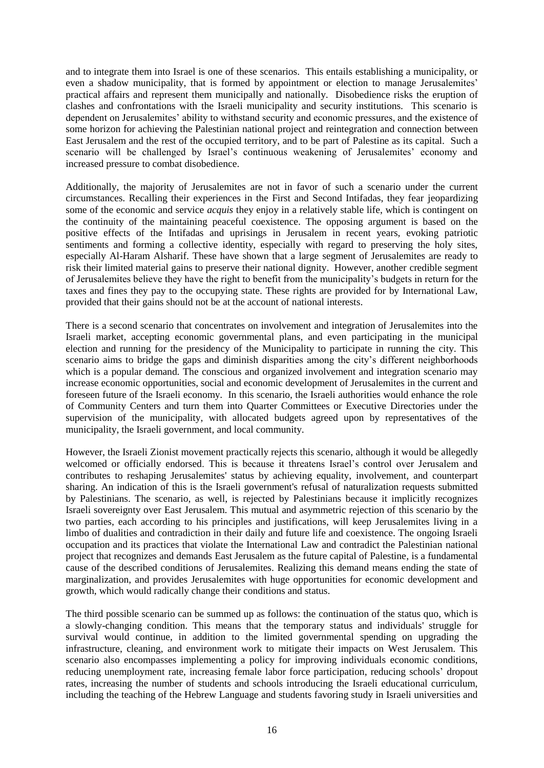and to integrate them into Israel is one of these scenarios. This entails establishing a municipality, or even a shadow municipality, that is formed by appointment or election to manage Jerusalemites' practical affairs and represent them municipally and nationally. Disobedience risks the eruption of clashes and confrontations with the Israeli municipality and security institutions. This scenario is dependent on Jerusalemites' ability to withstand security and economic pressures, and the existence of some horizon for achieving the Palestinian national project and reintegration and connection between East Jerusalem and the rest of the occupied territory, and to be part of Palestine as its capital. Such a scenario will be challenged by Israel's continuous weakening of Jerusalemites' economy and increased pressure to combat disobedience.

Additionally, the majority of Jerusalemites are not in favor of such a scenario under the current circumstances. Recalling their experiences in the First and Second Intifadas, they fear jeopardizing some of the economic and service *acquis* they enjoy in a relatively stable life, which is contingent on the continuity of the maintaining peaceful coexistence. The opposing argument is based on the positive effects of the Intifadas and uprisings in Jerusalem in recent years, evoking patriotic sentiments and forming a collective identity, especially with regard to preserving the holy sites, especially Al-Haram Alsharif. These have shown that a large segment of Jerusalemites are ready to risk their limited material gains to preserve their national dignity. However, another credible segment of Jerusalemites believe they have the right to benefit from the municipality's budgets in return for the taxes and fines they pay to the occupying state. These rights are provided for by International Law, provided that their gains should not be at the account of national interests.

There is a second scenario that concentrates on involvement and integration of Jerusalemites into the Israeli market, accepting economic governmental plans, and even participating in the municipal election and running for the presidency of the Municipality to participate in running the city. This scenario aims to bridge the gaps and diminish disparities among the city's different neighborhoods which is a popular demand. The conscious and organized involvement and integration scenario may increase economic opportunities, social and economic development of Jerusalemites in the current and foreseen future of the Israeli economy. In this scenario, the Israeli authorities would enhance the role of Community Centers and turn them into Quarter Committees or Executive Directories under the supervision of the municipality, with allocated budgets agreed upon by representatives of the municipality, the Israeli government, and local community.

However, the Israeli Zionist movement practically rejects this scenario, although it would be allegedly welcomed or officially endorsed. This is because it threatens Israel's control over Jerusalem and contributes to reshaping Jerusalemites' status by achieving equality, involvement, and counterpart sharing. An indication of this is the Israeli government's refusal of naturalization requests submitted by Palestinians. The scenario, as well, is rejected by Palestinians because it implicitly recognizes Israeli sovereignty over East Jerusalem. This mutual and asymmetric rejection of this scenario by the two parties, each according to his principles and justifications, will keep Jerusalemites living in a limbo of dualities and contradiction in their daily and future life and coexistence. The ongoing Israeli occupation and its practices that violate the International Law and contradict the Palestinian national project that recognizes and demands East Jerusalem as the future capital of Palestine, is a fundamental cause of the described conditions of Jerusalemites. Realizing this demand means ending the state of marginalization, and provides Jerusalemites with huge opportunities for economic development and growth, which would radically change their conditions and status.

The third possible scenario can be summed up as follows: the continuation of the status quo, which is a slowly-changing condition. This means that the temporary status and individuals' struggle for survival would continue, in addition to the limited governmental spending on upgrading the infrastructure, cleaning, and environment work to mitigate their impacts on West Jerusalem. This scenario also encompasses implementing a policy for improving individuals economic conditions, reducing unemployment rate, increasing female labor force participation, reducing schools' dropout rates, increasing the number of students and schools introducing the Israeli educational curriculum, including the teaching of the Hebrew Language and students favoring study in Israeli universities and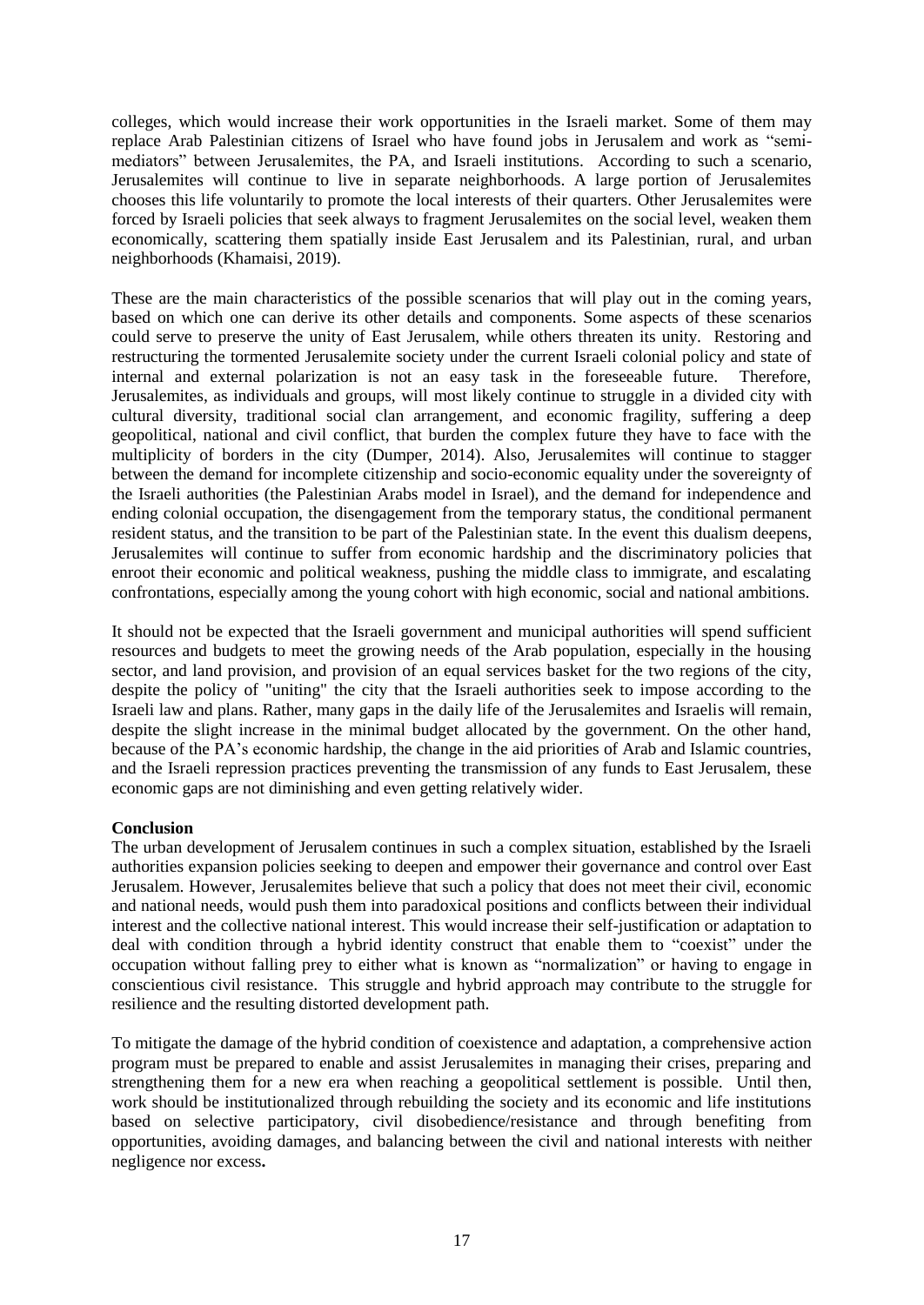colleges, which would increase their work opportunities in the Israeli market. Some of them may replace Arab Palestinian citizens of Israel who have found jobs in Jerusalem and work as "semi-mediators" between Jerusalemites, the PA, and Israeli institutions. According to such a scenario, Jerusalemites will continue to live in separate neighborhoods. A large portion of Jerusalemites chooses this life voluntarily to promote the local interests of their quarters. Other Jerusalemites were forced by Israeli policies that seek always to fragment Jerusalemites on the social level, weaken them economically, scattering them spatially inside East Jerusalem and its Palestinian, rural, and urban neighborhoods (Khamaisi, 2019).

These are the main characteristics of the possible scenarios that will play out in the coming years, based on which one can derive its other details and components. Some aspects of these scenarios could serve to preserve the unity of East Jerusalem, while others threaten its unity. Restoring and restructuring the tormented Jerusalemite society under the current Israeli colonial policy and state of internal and external polarization is not an easy task in the foreseeable future. Therefore, Jerusalemites, as individuals and groups, will most likely continue to struggle in a divided city with cultural diversity, traditional social clan arrangement, and economic fragility, suffering a deep geopolitical, national and civil conflict, that burden the complex future they have to face with the multiplicity of borders in the city (Dumper, 2014). Also, Jerusalemites will continue to stagger between the demand for incomplete citizenship and socio-economic equality under the sovereignty of the Israeli authorities (the Palestinian Arabs model in Israel), and the demand for independence and ending colonial occupation, the disengagement from the temporary status, the conditional permanent resident status, and the transition to be part of the Palestinian state. In the event this dualism deepens, Jerusalemites will continue to suffer from economic hardship and the discriminatory policies that enroot their economic and political weakness, pushing the middle class to immigrate, and escalating confrontations, especially among the young cohort with high economic, social and national ambitions.

It should not be expected that the Israeli government and municipal authorities will spend sufficient resources and budgets to meet the growing needs of the Arab population, especially in the housing sector, and land provision, and provision of an equal services basket for the two regions of the city, despite the policy of "uniting" the city that the Israeli authorities seek to impose according to the Israeli law and plans. Rather, many gaps in the daily life of the Jerusalemites and Israelis will remain, despite the slight increase in the minimal budget allocated by the government. On the other hand, because of the PA's economic hardship, the change in the aid priorities of Arab and Islamic countries, and the Israeli repression practices preventing the transmission of any funds to East Jerusalem, these economic gaps are not diminishing and even getting relatively wider.

**Conclusion**

The urban development of Jerusalem continues in such a complex situation, established by the Israeli authorities expansion policies seeking to deepen and empower their governance and control over East Jerusalem. However, Jerusalemites believe that such a policy that does not meet their civil, economic and national needs, would push them into paradoxical positions and conflicts between their individual interest and the collective national interest. This would increase their self-justification or adaptation to deal with condition through a hybrid identity construct that enable them to "coexist" under the occupation without falling prey to either what is known as "normalization" or having to engage in conscientious civil resistance. This struggle and hybrid approach may contribute to the struggle for resilience and the resulting distorted development path.

To mitigate the damage of the hybrid condition of coexistence and adaptation, a comprehensive action program must be prepared to enable and assist Jerusalemites in managing their crises, preparing and strengthening them for a new era when reaching a geopolitical settlement is possible. Until then, work should be institutionalized through rebuilding the society and its economic and life institutions based on selective participatory, civil disobedience/resistance and through benefiting from opportunities, avoiding damages, and balancing between the civil and national interests with neither negligence nor excess**.**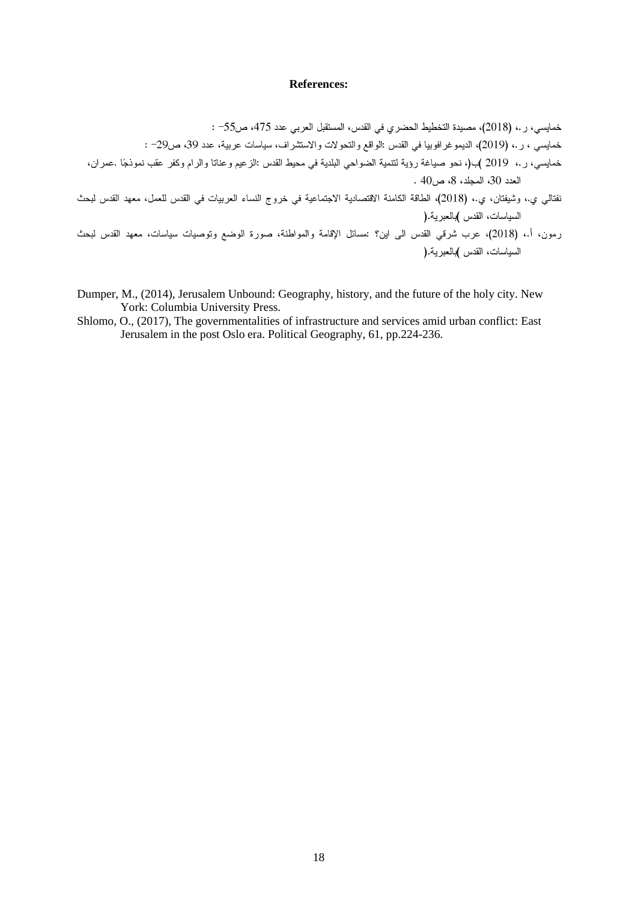**References:**

خمايسي، ر.، (2018)، مصيدة التخطيط الحضري في القدس، المستقبل العربي عدد 475، ص55– :

خمايسي ، ر.، (2019)، الديموغرافوبيا في القدس :الواقع والتحولات والاستشراف، سياسات عربية، عدد 39، ص29– :

خمايسي، ر.، 2019 )ب(، نحو صياغة رؤية لتنمية الضواحي البلدية في محيط القدس :الزعيم وعناتا والرام وكفر عقب نموذجًا .عمران، العدد 30، المجلد، 8، ص40 .

نفتالي ي.، وشيفتان، ي.، (2018)، الطاقة الكامنة الاقتصادية الاجتماعية في خروج النساء العربيات في القدس للعمل، معهد القدس لبحث السياسات، القدس )بالعبرية.(

رمون، أ.، (2018)، عرب شرقي القدس الى اين؟ :مسائل الإقامة والمواطنة، صورة الوضع وتوصيات سياسات، معهد القدس لبحث السياسات، القدس )بالعبرية.(

Dumper, M., (2014), Jerusalem Unbound: Geography, history, and the future of the holy city. New York: Columbia University Press.

Shlomo, O., (2017), The governmentalities of infrastructure and services amid urban conflict: East Jerusalem in the post Oslo era. Political Geography, 61, pp.224-236.